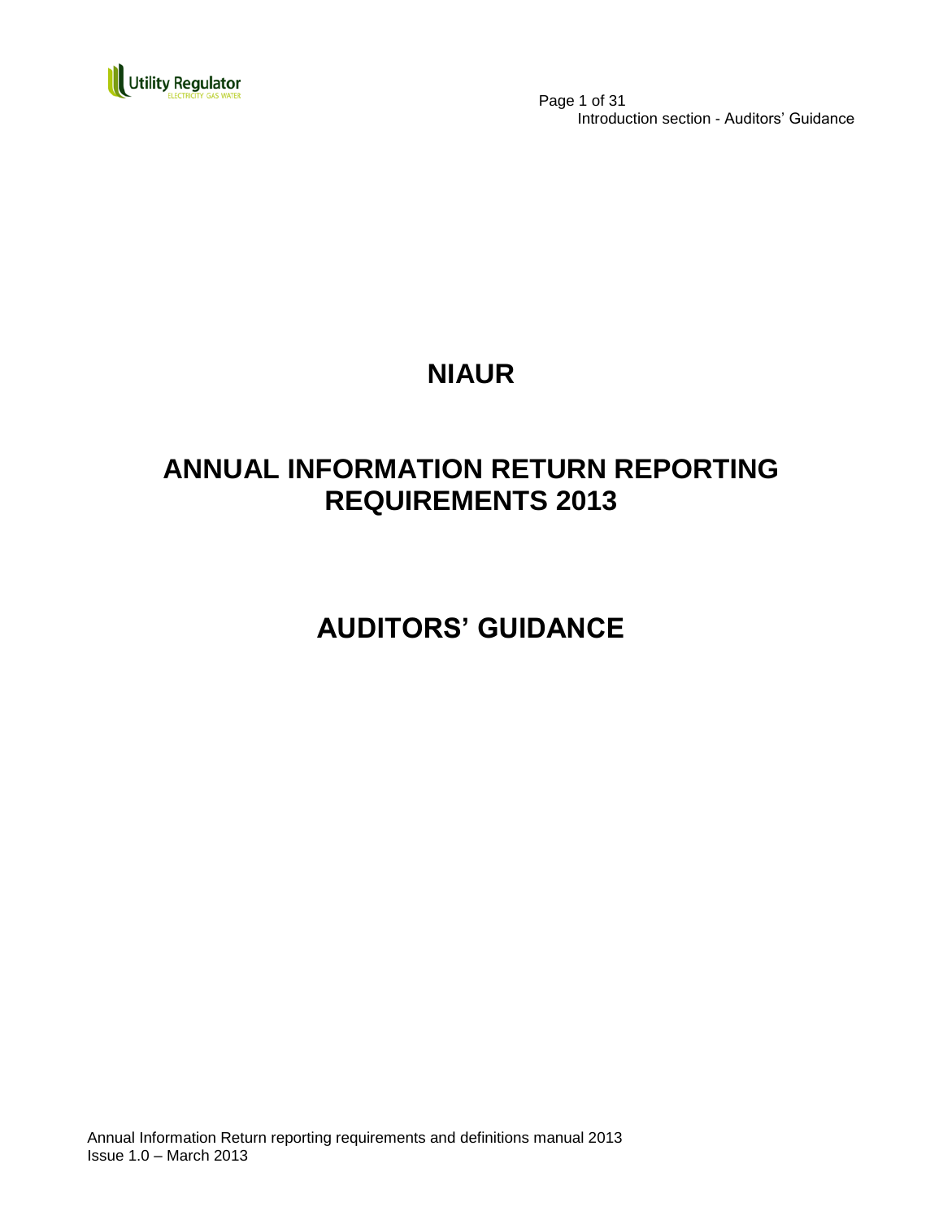# NIAUR

# ANNUAL INFORMATION RETURN REPORTING REQUIREMENTS 2013

# AUDITORS' GUIDANCE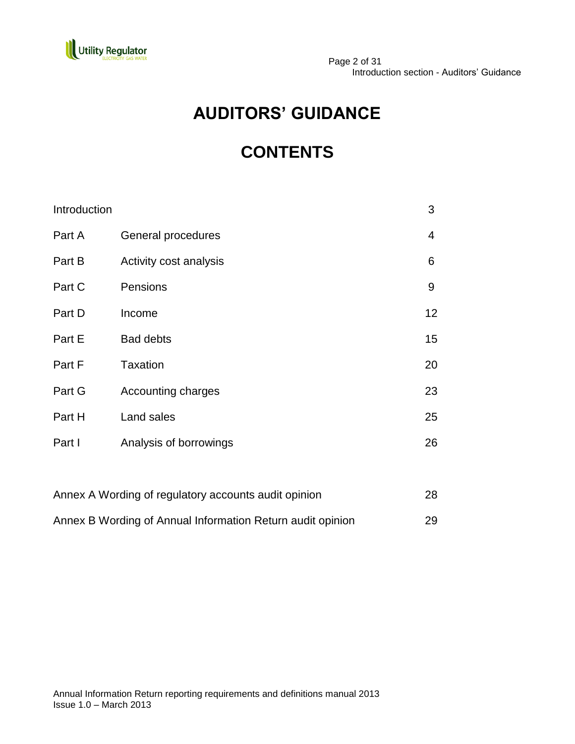# AUDITORS' GUIDANCE

# CONTENTS

| | | |
|---|---|---|
| Introduction | | 3 |
| Part A | General procedures | 4 |
| Part B | Activity cost analysis | 6 |
| Part C | Pensions | 9 |
| Part D | Income | 12 |
| Part E | Bad debts | 15 |
| Part F | Taxation | 20 |
| Part G | Accounting charges | 23 |
| Part H | Land sales | 25 |
| Part I | Analysis of borrowings | 26 |
| Annex A Wording of regulatory accounts audit opinion | | 28 |
| Annex B Wording of Annual Information Return audit opinion | | 29 |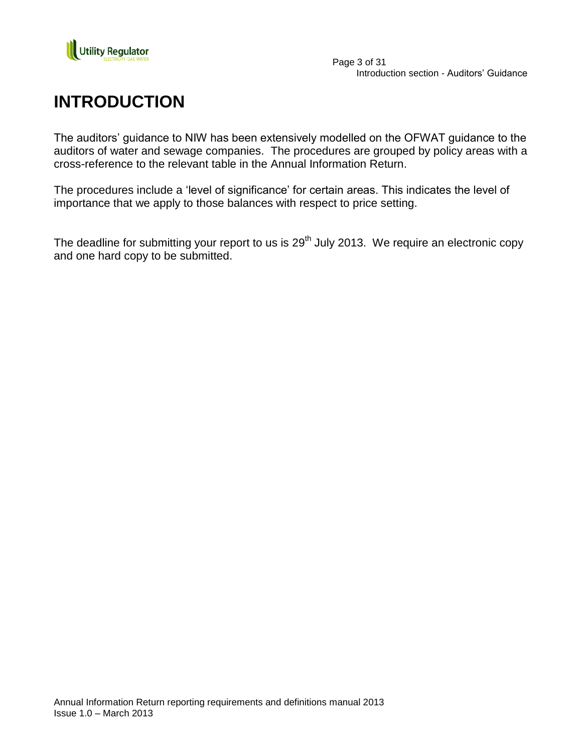# INTRODUCTION

The auditors' guidance to NIW has been extensively modelled on the OFWAT guidance to the auditors of water and sewage companies. The procedures are grouped by policy areas with a cross-reference to the relevant table in the Annual Information Return.

The procedures include a 'level of significance' for certain areas. This indicates the level of importance that we apply to those balances with respect to price setting.

The deadline for submitting your report to us is 29th July 2013. We require an electronic copy and one hard copy to be submitted.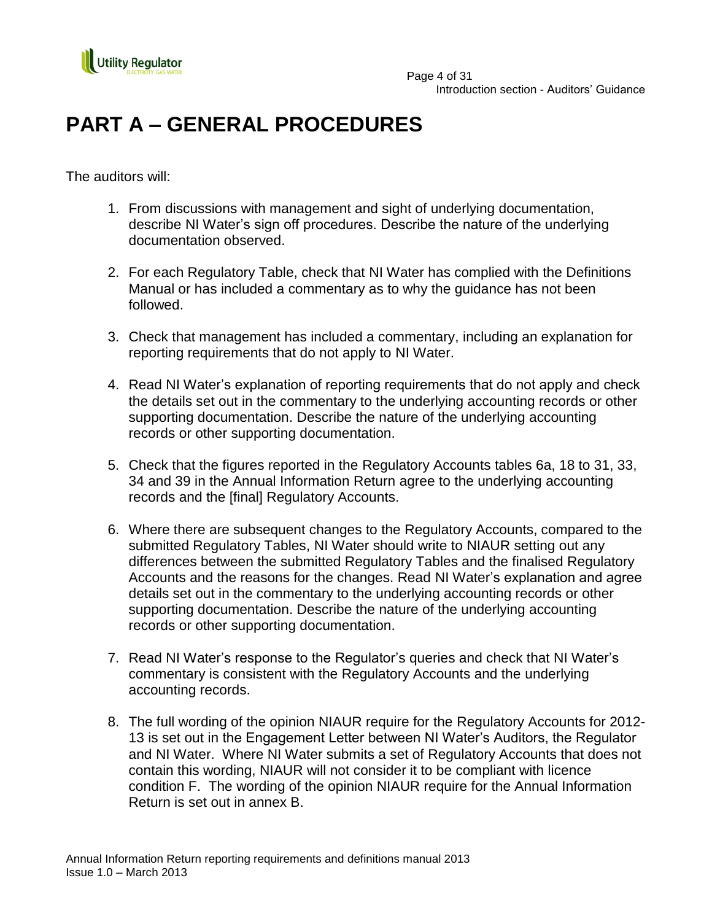# PART A – GENERAL PROCEDURES

The auditors will:

1. From discussions with management and sight of underlying documentation, describe NI Water's sign off procedures. Describe the nature of the underlying documentation observed.

2. For each Regulatory Table, check that NI Water has complied with the Definitions Manual or has included a commentary as to why the guidance has not been followed.

3. Check that management has included a commentary, including an explanation for reporting requirements that do not apply to NI Water.

4. Read NI Water's explanation of reporting requirements that do not apply and check the details set out in the commentary to the underlying accounting records or other supporting documentation. Describe the nature of the underlying accounting records or other supporting documentation.

5. Check that the figures reported in the Regulatory Accounts tables 6a, 18 to 31, 33, 34 and 39 in the Annual Information Return agree to the underlying accounting records and the [final] Regulatory Accounts.

6. Where there are subsequent changes to the Regulatory Accounts, compared to the submitted Regulatory Tables, NI Water should write to NIAUR setting out any differences between the submitted Regulatory Tables and the finalised Regulatory Accounts and the reasons for the changes. Read NI Water's explanation and agree details set out in the commentary to the underlying accounting records or other supporting documentation. Describe the nature of the underlying accounting records or other supporting documentation.

7. Read NI Water's response to the Regulator's queries and check that NI Water's commentary is consistent with the Regulatory Accounts and the underlying accounting records.

8. The full wording of the opinion NIAUR require for the Regulatory Accounts for 2012-13 is set out in the Engagement Letter between NI Water's Auditors, the Regulator and NI Water. Where NI Water submits a set of Regulatory Accounts that does not contain this wording, NIAUR will not consider it to be compliant with licence condition F. The wording of the opinion NIAUR require for the Annual Information Return is set out in annex B.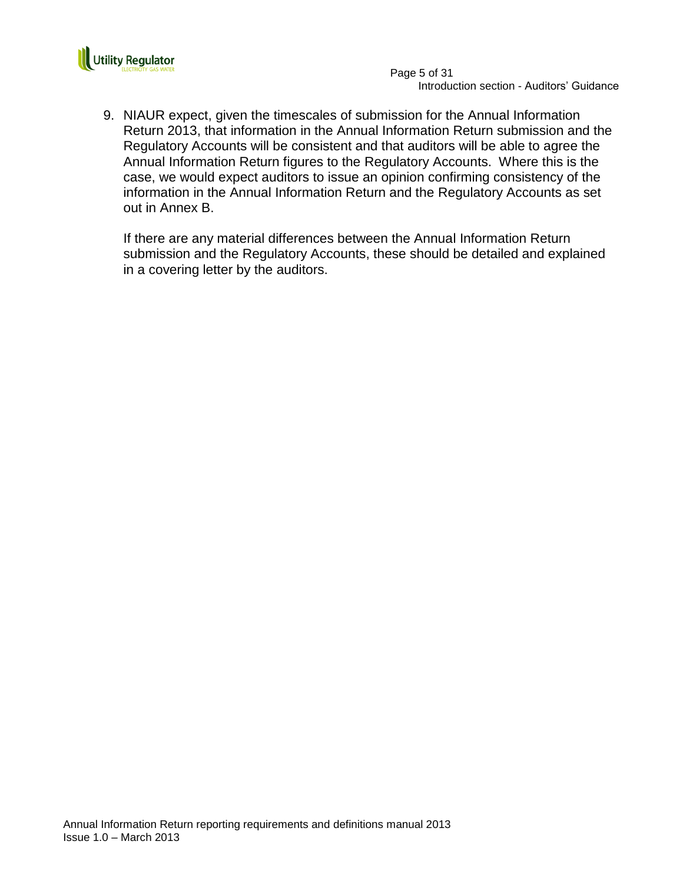9. NIAUR expect, given the timescales of submission for the Annual Information Return 2013, that information in the Annual Information Return submission and the Regulatory Accounts will be consistent and that auditors will be able to agree the Annual Information Return figures to the Regulatory Accounts. Where this is the case, we would expect auditors to issue an opinion confirming consistency of the information in the Annual Information Return and the Regulatory Accounts as set out in Annex B.

   If there are any material differences between the Annual Information Return submission and the Regulatory Accounts, these should be detailed and explained in a covering letter by the auditors.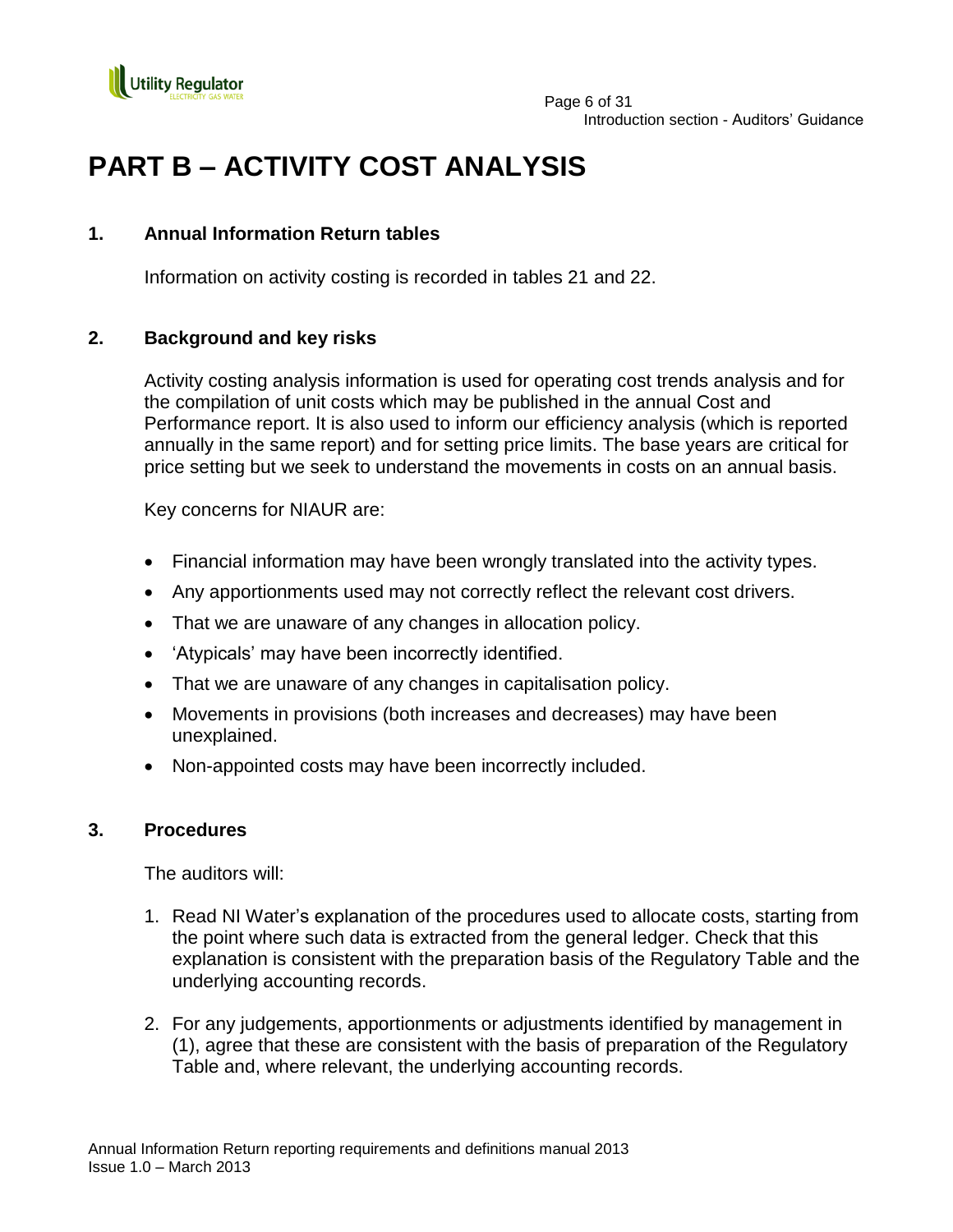# PART B – ACTIVITY COST ANALYSIS

## 1. Annual Information Return tables

Information on activity costing is recorded in tables 21 and 22.

## 2. Background and key risks

Activity costing analysis information is used for operating cost trends analysis and for the compilation of unit costs which may be published in the annual Cost and Performance report. It is also used to inform our efficiency analysis (which is reported annually in the same report) and for setting price limits. The base years are critical for price setting but we seek to understand the movements in costs on an annual basis.

Key concerns for NIAUR are:

- Financial information may have been wrongly translated into the activity types.
- Any apportionments used may not correctly reflect the relevant cost drivers.
- That we are unaware of any changes in allocation policy.
- 'Atypicals' may have been incorrectly identified.
- That we are unaware of any changes in capitalisation policy.
- Movements in provisions (both increases and decreases) may have been unexplained.
- Non-appointed costs may have been incorrectly included.

## 3. Procedures

The auditors will:

1. Read NI Water's explanation of the procedures used to allocate costs, starting from the point where such data is extracted from the general ledger. Check that this explanation is consistent with the preparation basis of the Regulatory Table and the underlying accounting records.
2. For any judgements, apportionments or adjustments identified by management in (1), agree that these are consistent with the basis of preparation of the Regulatory Table and, where relevant, the underlying accounting records.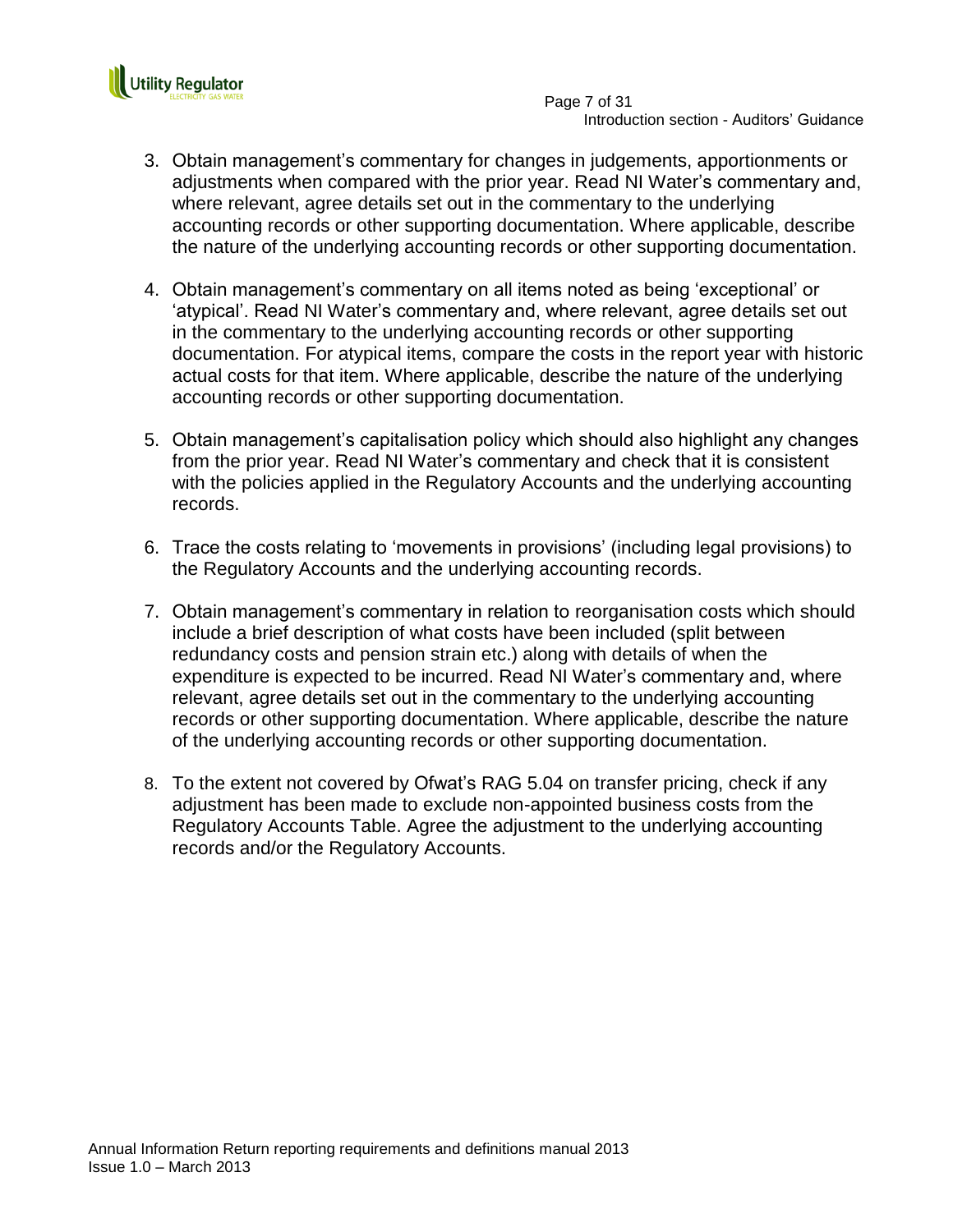3. Obtain management's commentary for changes in judgements, apportionments or adjustments when compared with the prior year. Read NI Water's commentary and, where relevant, agree details set out in the commentary to the underlying accounting records or other supporting documentation. Where applicable, describe the nature of the underlying accounting records or other supporting documentation.

4. Obtain management's commentary on all items noted as being 'exceptional' or 'atypical'. Read NI Water's commentary and, where relevant, agree details set out in the commentary to the underlying accounting records or other supporting documentation. For atypical items, compare the costs in the report year with historic actual costs for that item. Where applicable, describe the nature of the underlying accounting records or other supporting documentation.

5. Obtain management's capitalisation policy which should also highlight any changes from the prior year. Read NI Water's commentary and check that it is consistent with the policies applied in the Regulatory Accounts and the underlying accounting records.

6. Trace the costs relating to 'movements in provisions' (including legal provisions) to the Regulatory Accounts and the underlying accounting records.

7. Obtain management's commentary in relation to reorganisation costs which should include a brief description of what costs have been included (split between redundancy costs and pension strain etc.) along with details of when the expenditure is expected to be incurred. Read NI Water's commentary and, where relevant, agree details set out in the commentary to the underlying accounting records or other supporting documentation. Where applicable, describe the nature of the underlying accounting records or other supporting documentation.

8. To the extent not covered by Ofwat's RAG 5.04 on transfer pricing, check if any adjustment has been made to exclude non-appointed business costs from the Regulatory Accounts Table. Agree the adjustment to the underlying accounting records and/or the Regulatory Accounts.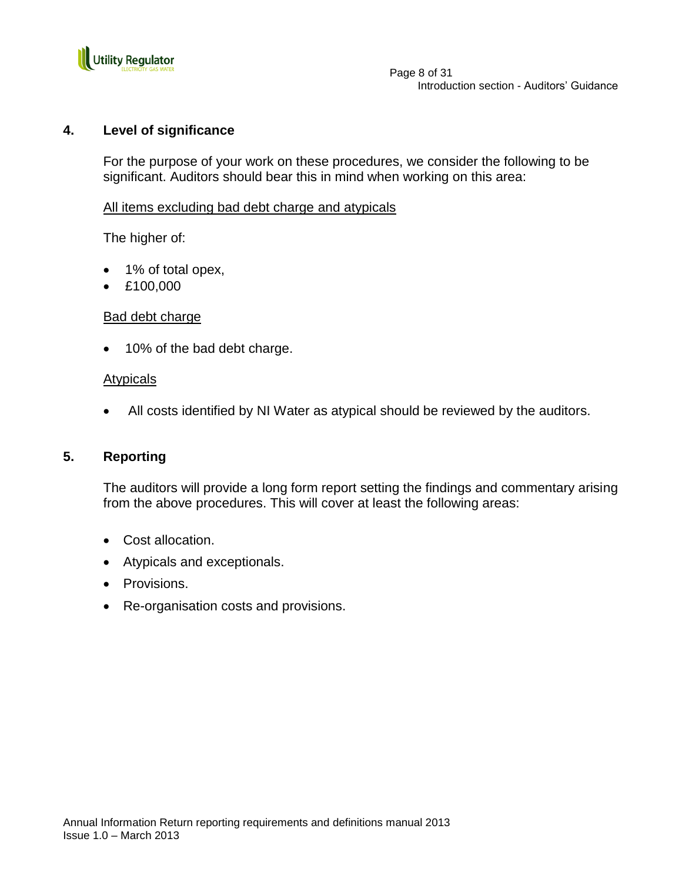## 4. Level of significance

For the purpose of your work on these procedures, we consider the following to be significant. Auditors should bear this in mind when working on this area:

<u>All items excluding bad debt charge and atypicals</u>

The higher of:

- 1% of total opex,
- £100,000

<u>Bad debt charge</u>

- 10% of the bad debt charge.

<u>Atypicals</u>

- All costs identified by NI Water as atypical should be reviewed by the auditors.

## 5. Reporting

The auditors will provide a long form report setting the findings and commentary arising from the above procedures. This will cover at least the following areas:

- Cost allocation.
- Atypicals and exceptionals.
- Provisions.
- Re-organisation costs and provisions.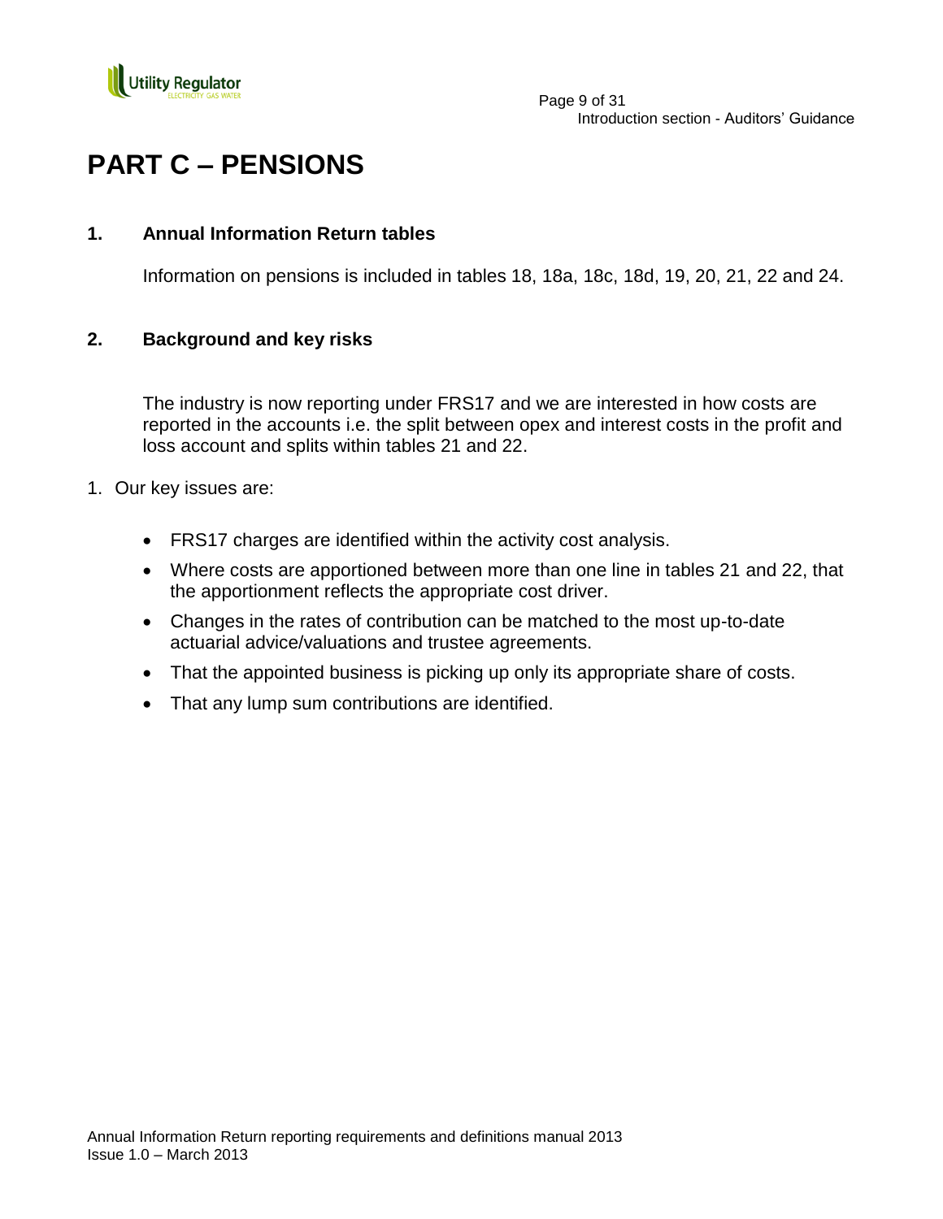# PART C – PENSIONS

## 1. Annual Information Return tables

Information on pensions is included in tables 18, 18a, 18c, 18d, 19, 20, 21, 22 and 24.

## 2. Background and key risks

The industry is now reporting under FRS17 and we are interested in how costs are reported in the accounts i.e. the split between opex and interest costs in the profit and loss account and splits within tables 21 and 22.

1. Our key issues are:

- FRS17 charges are identified within the activity cost analysis.
- Where costs are apportioned between more than one line in tables 21 and 22, that the apportionment reflects the appropriate cost driver.
- Changes in the rates of contribution can be matched to the most up-to-date actuarial advice/valuations and trustee agreements.
- That the appointed business is picking up only its appropriate share of costs.
- That any lump sum contributions are identified.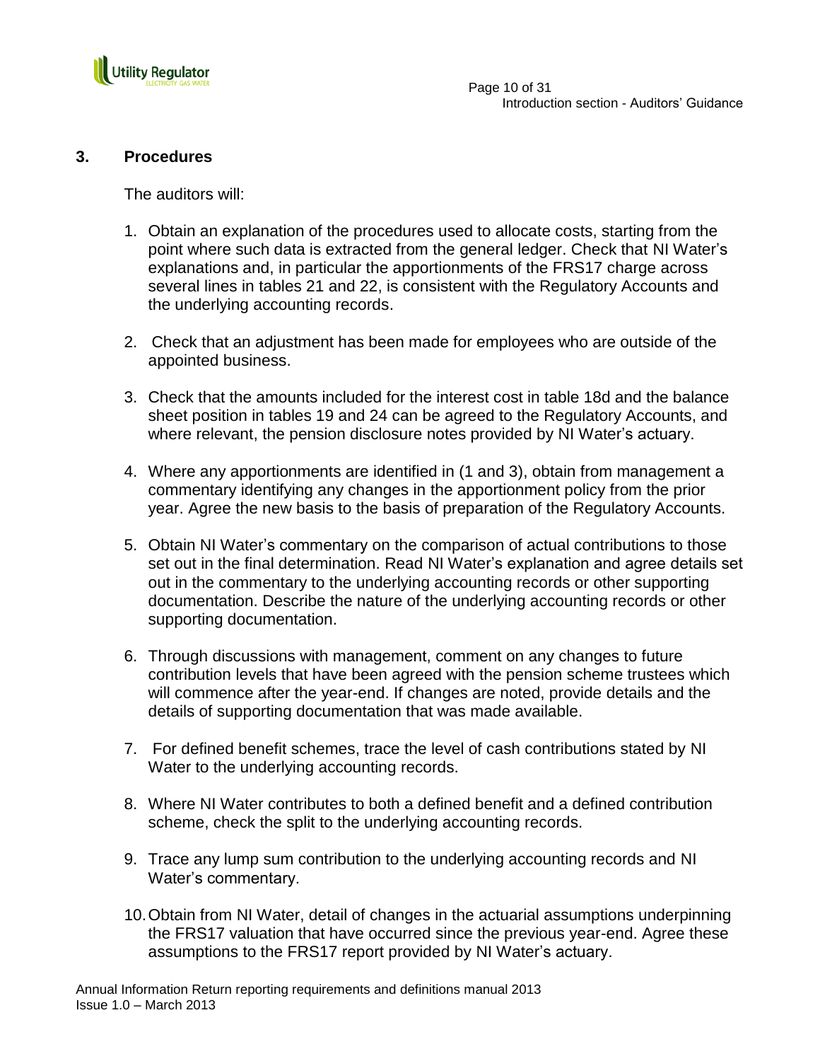## 3. Procedures

The auditors will:

1. Obtain an explanation of the procedures used to allocate costs, starting from the point where such data is extracted from the general ledger. Check that NI Water's explanations and, in particular the apportionments of the FRS17 charge across several lines in tables 21 and 22, is consistent with the Regulatory Accounts and the underlying accounting records.

2. Check that an adjustment has been made for employees who are outside of the appointed business.

3. Check that the amounts included for the interest cost in table 18d and the balance sheet position in tables 19 and 24 can be agreed to the Regulatory Accounts, and where relevant, the pension disclosure notes provided by NI Water's actuary.

4. Where any apportionments are identified in (1 and 3), obtain from management a commentary identifying any changes in the apportionment policy from the prior year. Agree the new basis to the basis of preparation of the Regulatory Accounts.

5. Obtain NI Water's commentary on the comparison of actual contributions to those set out in the final determination. Read NI Water's explanation and agree details set out in the commentary to the underlying accounting records or other supporting documentation. Describe the nature of the underlying accounting records or other supporting documentation.

6. Through discussions with management, comment on any changes to future contribution levels that have been agreed with the pension scheme trustees which will commence after the year-end. If changes are noted, provide details and the details of supporting documentation that was made available.

7. For defined benefit schemes, trace the level of cash contributions stated by NI Water to the underlying accounting records.

8. Where NI Water contributes to both a defined benefit and a defined contribution scheme, check the split to the underlying accounting records.

9. Trace any lump sum contribution to the underlying accounting records and NI Water's commentary.

10. Obtain from NI Water, detail of changes in the actuarial assumptions underpinning the FRS17 valuation that have occurred since the previous year-end. Agree these assumptions to the FRS17 report provided by NI Water's actuary.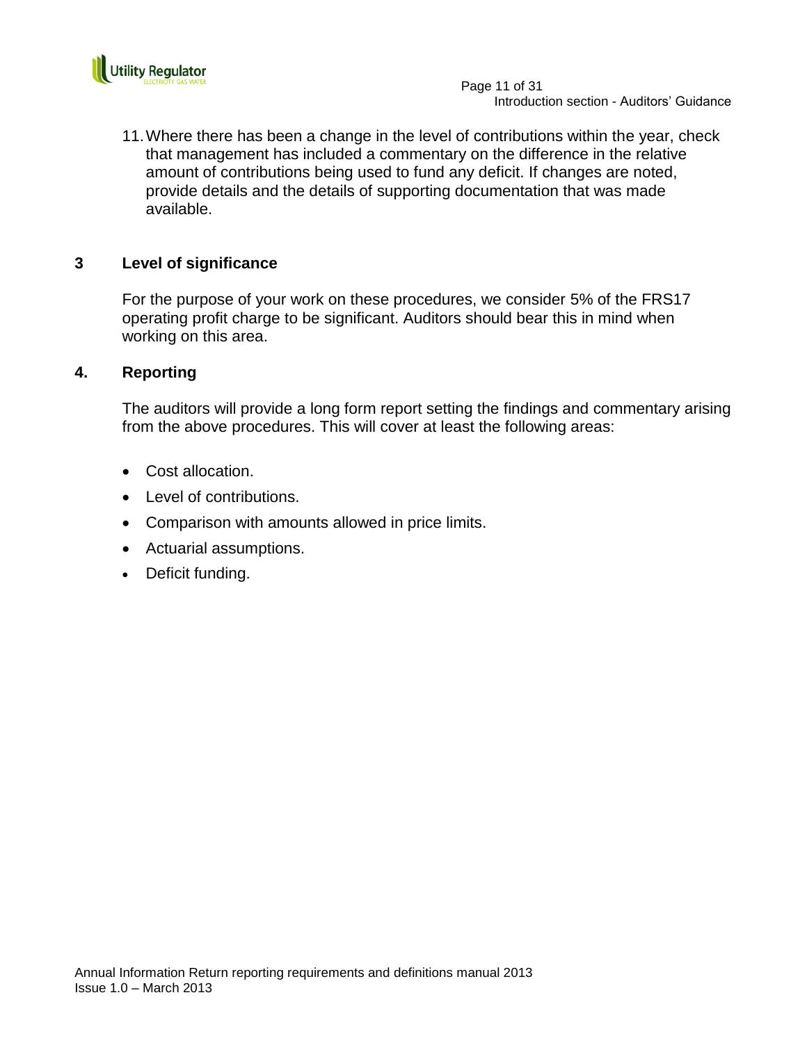11. Where there has been a change in the level of contributions within the year, check that management has included a commentary on the difference in the relative amount of contributions being used to fund any deficit. If changes are noted, provide details and the details of supporting documentation that was made available.

## 3 Level of significance

For the purpose of your work on these procedures, we consider 5% of the FRS17 operating profit charge to be significant. Auditors should bear this in mind when working on this area.

## 4. Reporting

The auditors will provide a long form report setting the findings and commentary arising from the above procedures. This will cover at least the following areas:

- Cost allocation.
- Level of contributions.
- Comparison with amounts allowed in price limits.
- Actuarial assumptions.
- Deficit funding.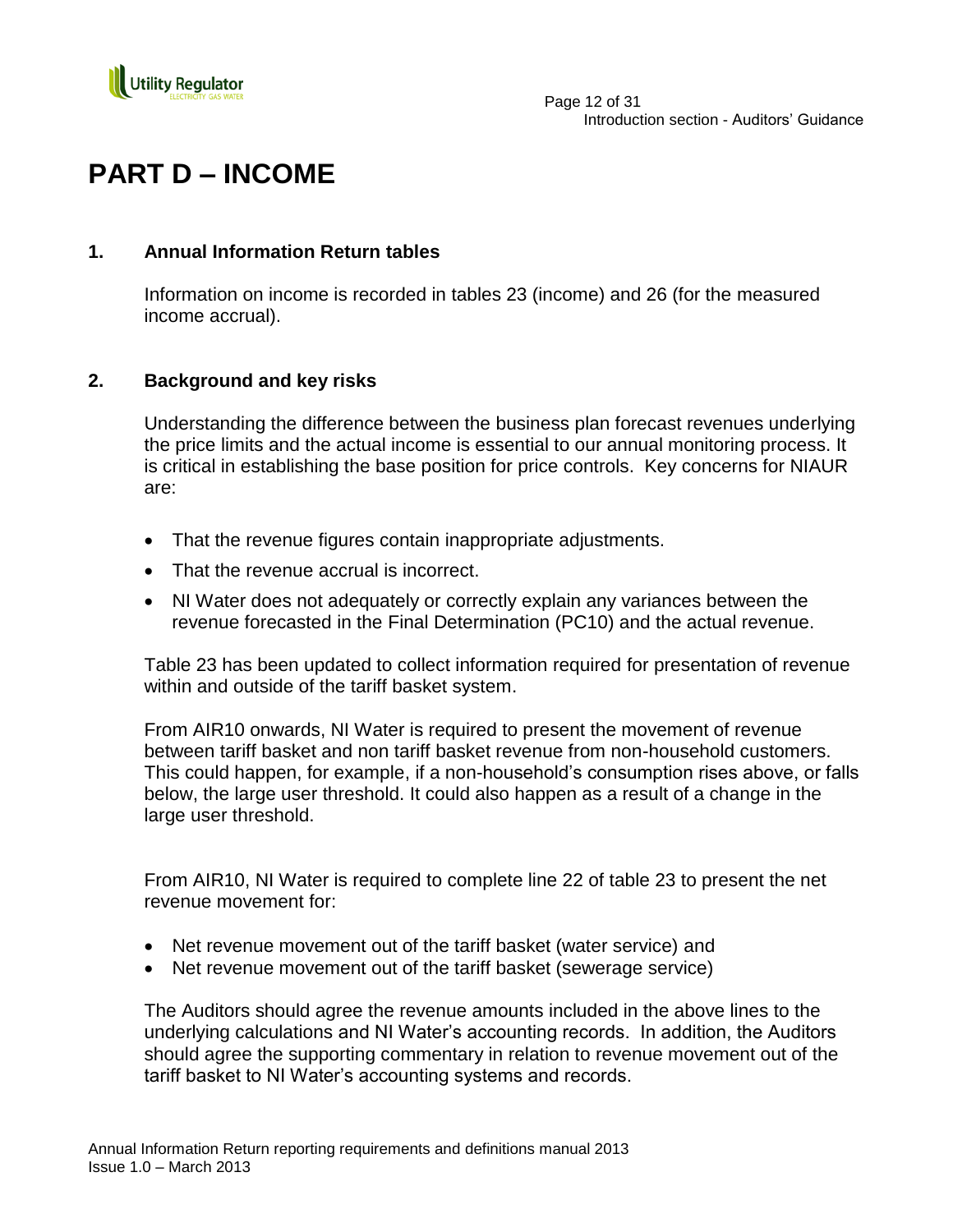# PART D – INCOME

## 1. Annual Information Return tables

Information on income is recorded in tables 23 (income) and 26 (for the measured income accrual).

## 2. Background and key risks

Understanding the difference between the business plan forecast revenues underlying the price limits and the actual income is essential to our annual monitoring process. It is critical in establishing the base position for price controls. Key concerns for NIAUR are:

- That the revenue figures contain inappropriate adjustments.
- That the revenue accrual is incorrect.
- NI Water does not adequately or correctly explain any variances between the revenue forecasted in the Final Determination (PC10) and the actual revenue.

Table 23 has been updated to collect information required for presentation of revenue within and outside of the tariff basket system.

From AIR10 onwards, NI Water is required to present the movement of revenue between tariff basket and non tariff basket revenue from non-household customers. This could happen, for example, if a non-household's consumption rises above, or falls below, the large user threshold. It could also happen as a result of a change in the large user threshold.

From AIR10, NI Water is required to complete line 22 of table 23 to present the net revenue movement for:

- Net revenue movement out of the tariff basket (water service) and
- Net revenue movement out of the tariff basket (sewerage service)

The Auditors should agree the revenue amounts included in the above lines to the underlying calculations and NI Water's accounting records. In addition, the Auditors should agree the supporting commentary in relation to revenue movement out of the tariff basket to NI Water's accounting systems and records.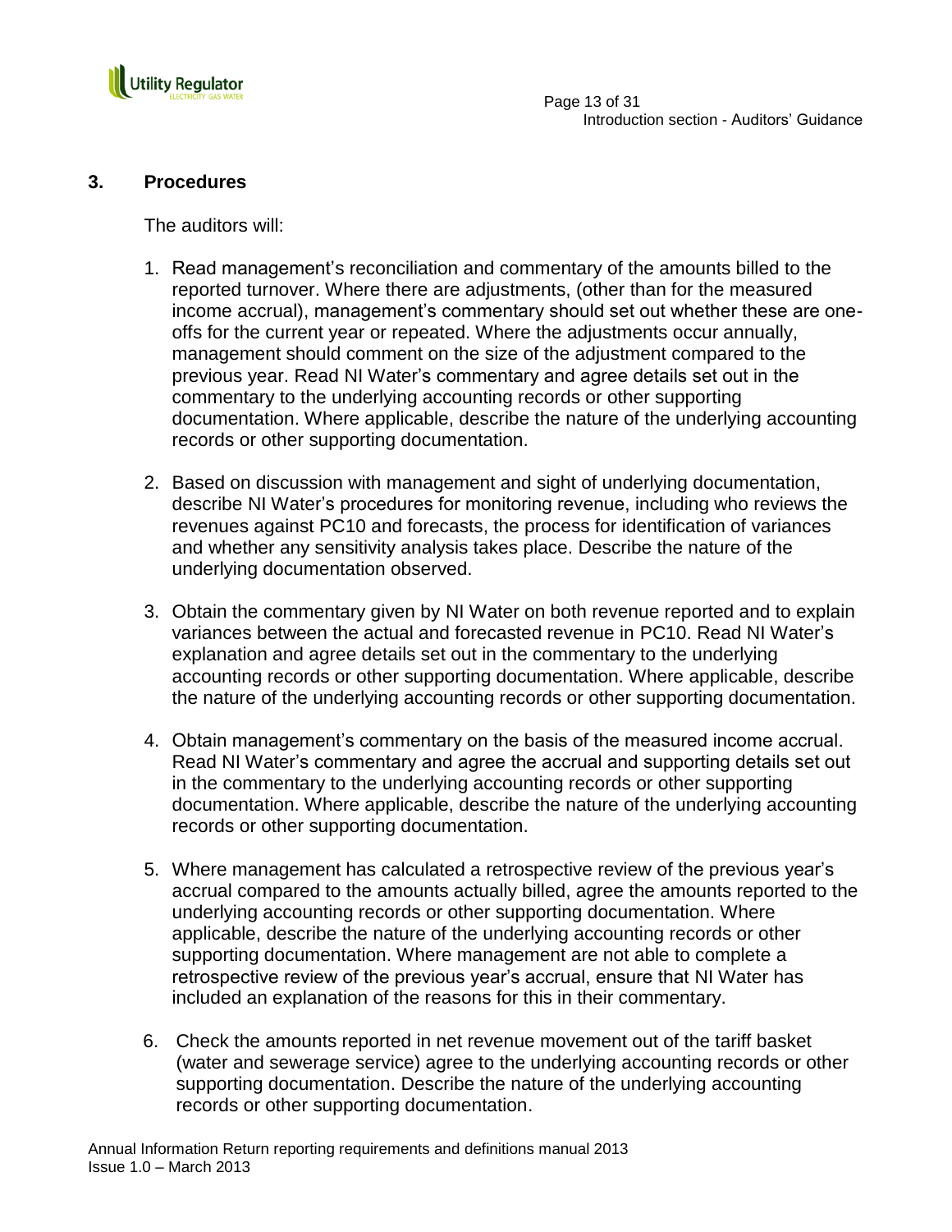## 3. Procedures

The auditors will:

1. Read management's reconciliation and commentary of the amounts billed to the reported turnover. Where there are adjustments, (other than for the measured income accrual), management's commentary should set out whether these are one-offs for the current year or repeated. Where the adjustments occur annually, management should comment on the size of the adjustment compared to the previous year. Read NI Water's commentary and agree details set out in the commentary to the underlying accounting records or other supporting documentation. Where applicable, describe the nature of the underlying accounting records or other supporting documentation.

2. Based on discussion with management and sight of underlying documentation, describe NI Water's procedures for monitoring revenue, including who reviews the revenues against PC10 and forecasts, the process for identification of variances and whether any sensitivity analysis takes place. Describe the nature of the underlying documentation observed.

3. Obtain the commentary given by NI Water on both revenue reported and to explain variances between the actual and forecasted revenue in PC10. Read NI Water's explanation and agree details set out in the commentary to the underlying accounting records or other supporting documentation. Where applicable, describe the nature of the underlying accounting records or other supporting documentation.

4. Obtain management's commentary on the basis of the measured income accrual. Read NI Water's commentary and agree the accrual and supporting details set out in the commentary to the underlying accounting records or other supporting documentation. Where applicable, describe the nature of the underlying accounting records or other supporting documentation.

5. Where management has calculated a retrospective review of the previous year's accrual compared to the amounts actually billed, agree the amounts reported to the underlying accounting records or other supporting documentation. Where applicable, describe the nature of the underlying accounting records or other supporting documentation. Where management are not able to complete a retrospective review of the previous year's accrual, ensure that NI Water has included an explanation of the reasons for this in their commentary.

6. Check the amounts reported in net revenue movement out of the tariff basket (water and sewerage service) agree to the underlying accounting records or other supporting documentation. Describe the nature of the underlying accounting records or other supporting documentation.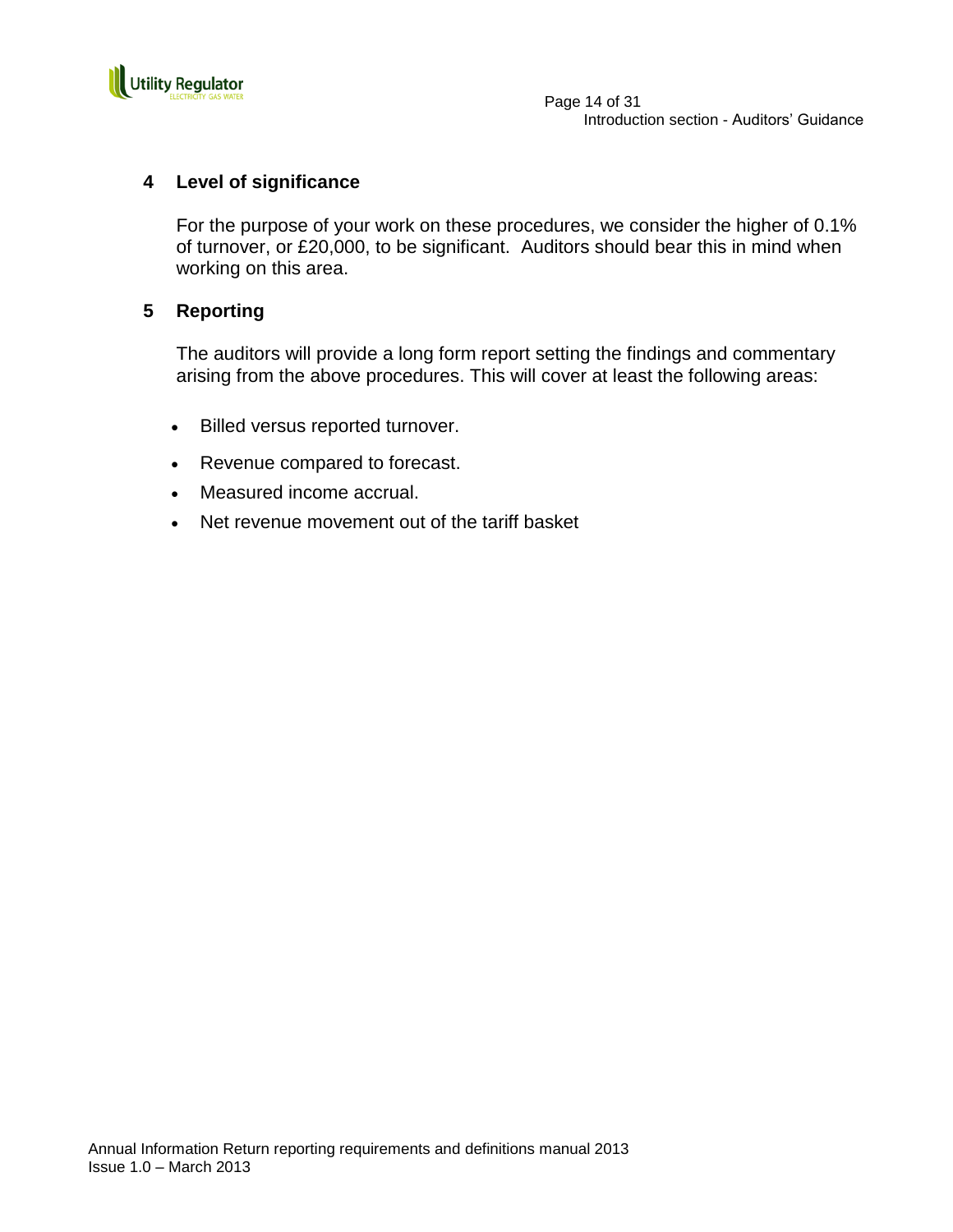## 4 Level of significance

For the purpose of your work on these procedures, we consider the higher of 0.1% of turnover, or £20,000, to be significant. Auditors should bear this in mind when working on this area.

## 5 Reporting

The auditors will provide a long form report setting the findings and commentary arising from the above procedures. This will cover at least the following areas:

- Billed versus reported turnover.
- Revenue compared to forecast.
- Measured income accrual.
- Net revenue movement out of the tariff basket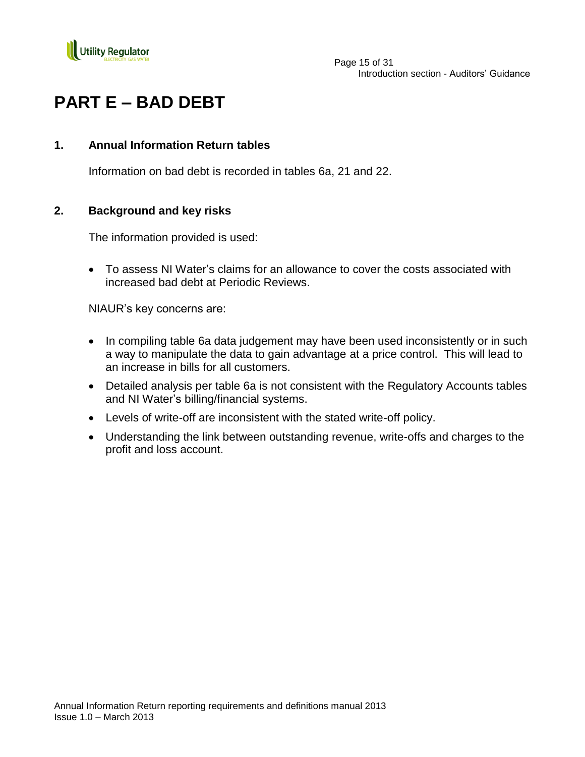# PART E – BAD DEBT

## 1. Annual Information Return tables

Information on bad debt is recorded in tables 6a, 21 and 22.

## 2. Background and key risks

The information provided is used:

- To assess NI Water's claims for an allowance to cover the costs associated with increased bad debt at Periodic Reviews.

NIAUR's key concerns are:

- In compiling table 6a data judgement may have been used inconsistently or in such a way to manipulate the data to gain advantage at a price control. This will lead to an increase in bills for all customers.
- Detailed analysis per table 6a is not consistent with the Regulatory Accounts tables and NI Water's billing/financial systems.
- Levels of write-off are inconsistent with the stated write-off policy.
- Understanding the link between outstanding revenue, write-offs and charges to the profit and loss account.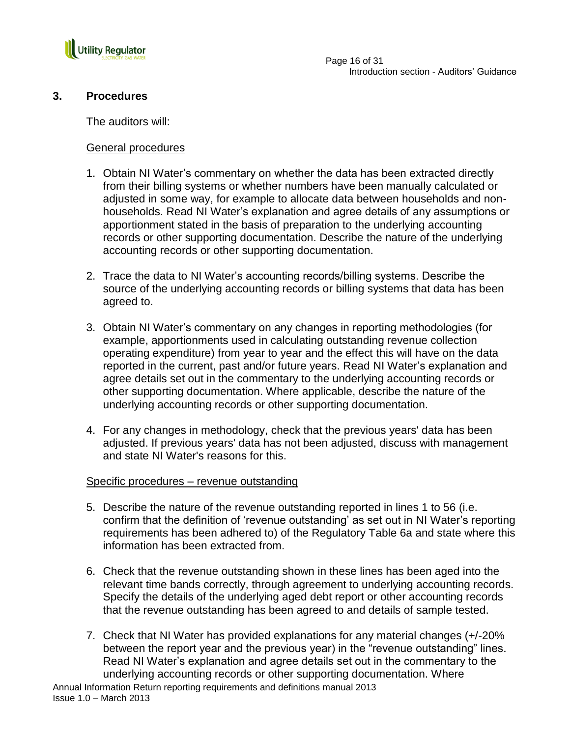## 3. Procedures

The auditors will:

General procedures

1. Obtain NI Water's commentary on whether the data has been extracted directly from their billing systems or whether numbers have been manually calculated or adjusted in some way, for example to allocate data between households and non-households. Read NI Water's explanation and agree details of any assumptions or apportionment stated in the basis of preparation to the underlying accounting records or other supporting documentation. Describe the nature of the underlying accounting records or other supporting documentation.

2. Trace the data to NI Water's accounting records/billing systems. Describe the source of the underlying accounting records or billing systems that data has been agreed to.

3. Obtain NI Water's commentary on any changes in reporting methodologies (for example, apportionments used in calculating outstanding revenue collection operating expenditure) from year to year and the effect this will have on the data reported in the current, past and/or future years. Read NI Water's explanation and agree details set out in the commentary to the underlying accounting records or other supporting documentation. Where applicable, describe the nature of the underlying accounting records or other supporting documentation.

4. For any changes in methodology, check that the previous years' data has been adjusted. If previous years' data has not been adjusted, discuss with management and state NI Water's reasons for this.

Specific procedures – revenue outstanding

5. Describe the nature of the revenue outstanding reported in lines 1 to 56 (i.e. confirm that the definition of 'revenue outstanding' as set out in NI Water's reporting requirements has been adhered to) of the Regulatory Table 6a and state where this information has been extracted from.

6. Check that the revenue outstanding shown in these lines has been aged into the relevant time bands correctly, through agreement to underlying accounting records. Specify the details of the underlying aged debt report or other accounting records that the revenue outstanding has been agreed to and details of sample tested.

7. Check that NI Water has provided explanations for any material changes (+/-20% between the report year and the previous year) in the "revenue outstanding" lines. Read NI Water's explanation and agree details set out in the commentary to the underlying accounting records or other supporting documentation. Where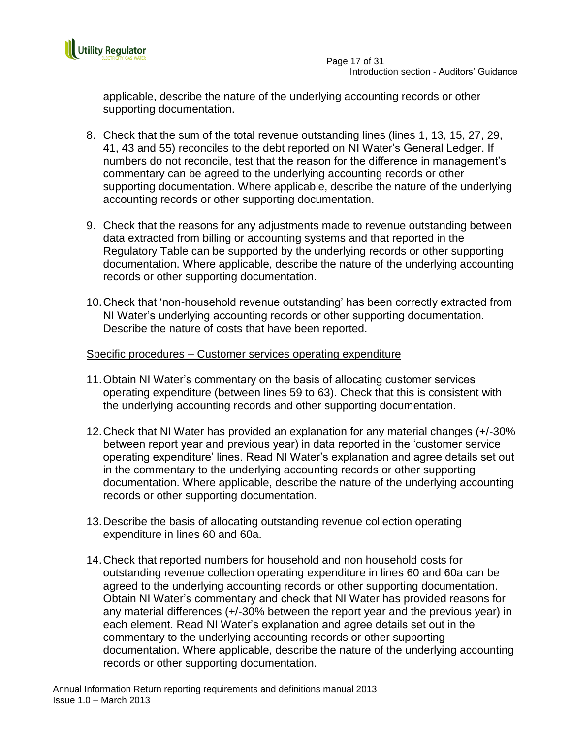applicable, describe the nature of the underlying accounting records or other supporting documentation.

8. Check that the sum of the total revenue outstanding lines (lines 1, 13, 15, 27, 29, 41, 43 and 55) reconciles to the debt reported on NI Water's General Ledger. If numbers do not reconcile, test that the reason for the difference in management's commentary can be agreed to the underlying accounting records or other supporting documentation. Where applicable, describe the nature of the underlying accounting records or other supporting documentation.

9. Check that the reasons for any adjustments made to revenue outstanding between data extracted from billing or accounting systems and that reported in the Regulatory Table can be supported by the underlying records or other supporting documentation. Where applicable, describe the nature of the underlying accounting records or other supporting documentation.

10. Check that 'non-household revenue outstanding' has been correctly extracted from NI Water's underlying accounting records or other supporting documentation. Describe the nature of costs that have been reported.

Specific procedures – Customer services operating expenditure

11. Obtain NI Water's commentary on the basis of allocating customer services operating expenditure (between lines 59 to 63). Check that this is consistent with the underlying accounting records and other supporting documentation.

12. Check that NI Water has provided an explanation for any material changes (+/-30% between report year and previous year) in data reported in the 'customer service operating expenditure' lines. Read NI Water's explanation and agree details set out in the commentary to the underlying accounting records or other supporting documentation. Where applicable, describe the nature of the underlying accounting records or other supporting documentation.

13. Describe the basis of allocating outstanding revenue collection operating expenditure in lines 60 and 60a.

14. Check that reported numbers for household and non household costs for outstanding revenue collection operating expenditure in lines 60 and 60a can be agreed to the underlying accounting records or other supporting documentation. Obtain NI Water's commentary and check that NI Water has provided reasons for any material differences (+/-30% between the report year and the previous year) in each element. Read NI Water's explanation and agree details set out in the commentary to the underlying accounting records or other supporting documentation. Where applicable, describe the nature of the underlying accounting records or other supporting documentation.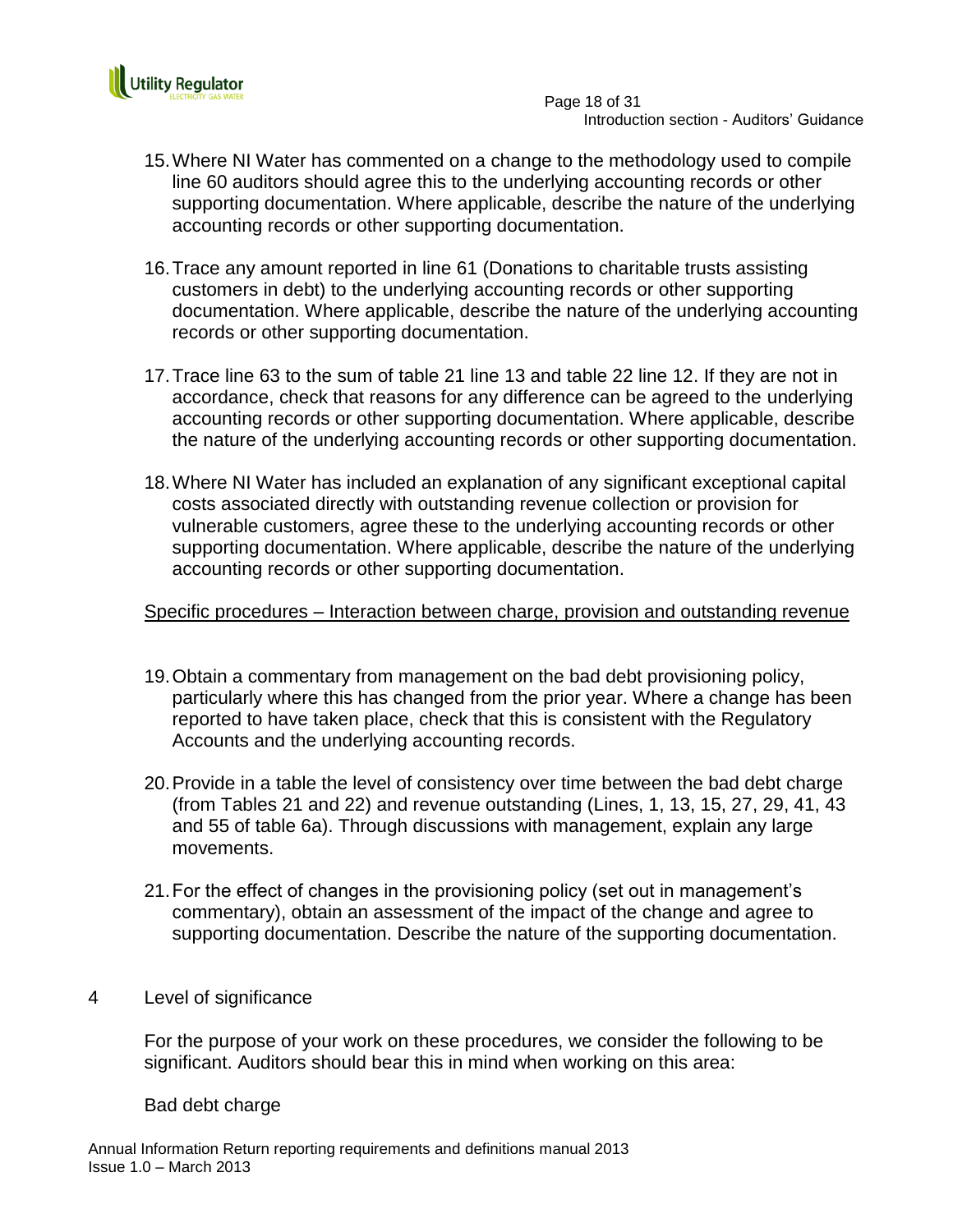15. Where NI Water has commented on a change to the methodology used to compile line 60 auditors should agree this to the underlying accounting records or other supporting documentation. Where applicable, describe the nature of the underlying accounting records or other supporting documentation.

16. Trace any amount reported in line 61 (Donations to charitable trusts assisting customers in debt) to the underlying accounting records or other supporting documentation. Where applicable, describe the nature of the underlying accounting records or other supporting documentation.

17. Trace line 63 to the sum of table 21 line 13 and table 22 line 12. If they are not in accordance, check that reasons for any difference can be agreed to the underlying accounting records or other supporting documentation. Where applicable, describe the nature of the underlying accounting records or other supporting documentation.

18. Where NI Water has included an explanation of any significant exceptional capital costs associated directly with outstanding revenue collection or provision for vulnerable customers, agree these to the underlying accounting records or other supporting documentation. Where applicable, describe the nature of the underlying accounting records or other supporting documentation.

<u>Specific procedures – Interaction between charge, provision and outstanding revenue</u>

19. Obtain a commentary from management on the bad debt provisioning policy, particularly where this has changed from the prior year. Where a change has been reported to have taken place, check that this is consistent with the Regulatory Accounts and the underlying accounting records.

20. Provide in a table the level of consistency over time between the bad debt charge (from Tables 21 and 22) and revenue outstanding (Lines, 1, 13, 15, 27, 29, 41, 43 and 55 of table 6a). Through discussions with management, explain any large movements.

21. For the effect of changes in the provisioning policy (set out in management's commentary), obtain an assessment of the impact of the change and agree to supporting documentation. Describe the nature of the supporting documentation.

## 4 Level of significance

For the purpose of your work on these procedures, we consider the following to be significant. Auditors should bear this in mind when working on this area:

Bad debt charge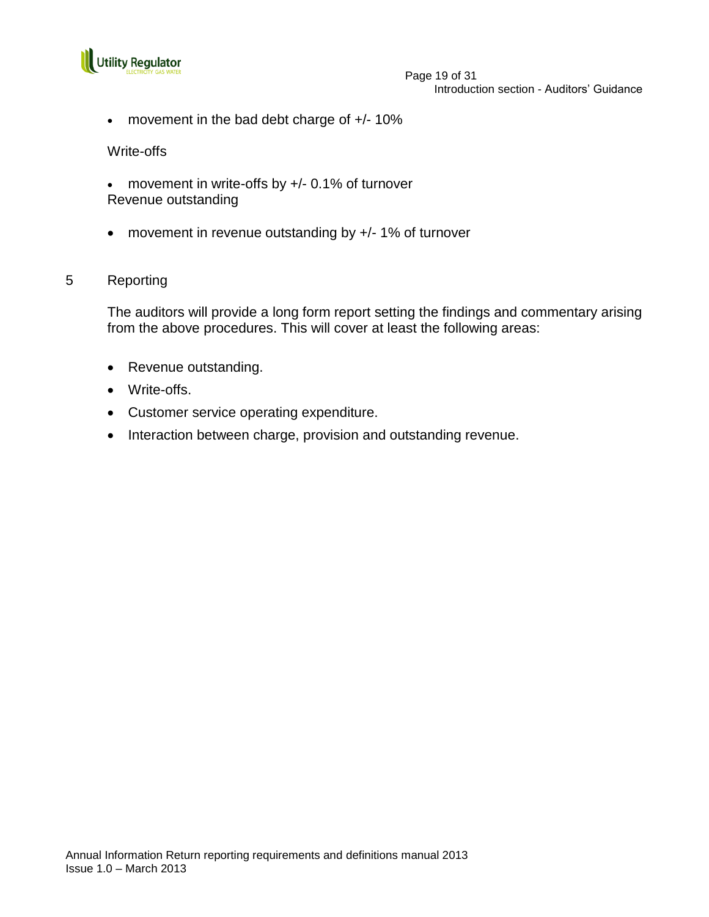- movement in the bad debt charge of +/- 10%

Write-offs

- movement in write-offs by +/- 0.1% of turnover

Revenue outstanding

- movement in revenue outstanding by +/- 1% of turnover

## 5 Reporting

The auditors will provide a long form report setting the findings and commentary arising from the above procedures. This will cover at least the following areas:

- Revenue outstanding.
- Write-offs.
- Customer service operating expenditure.
- Interaction between charge, provision and outstanding revenue.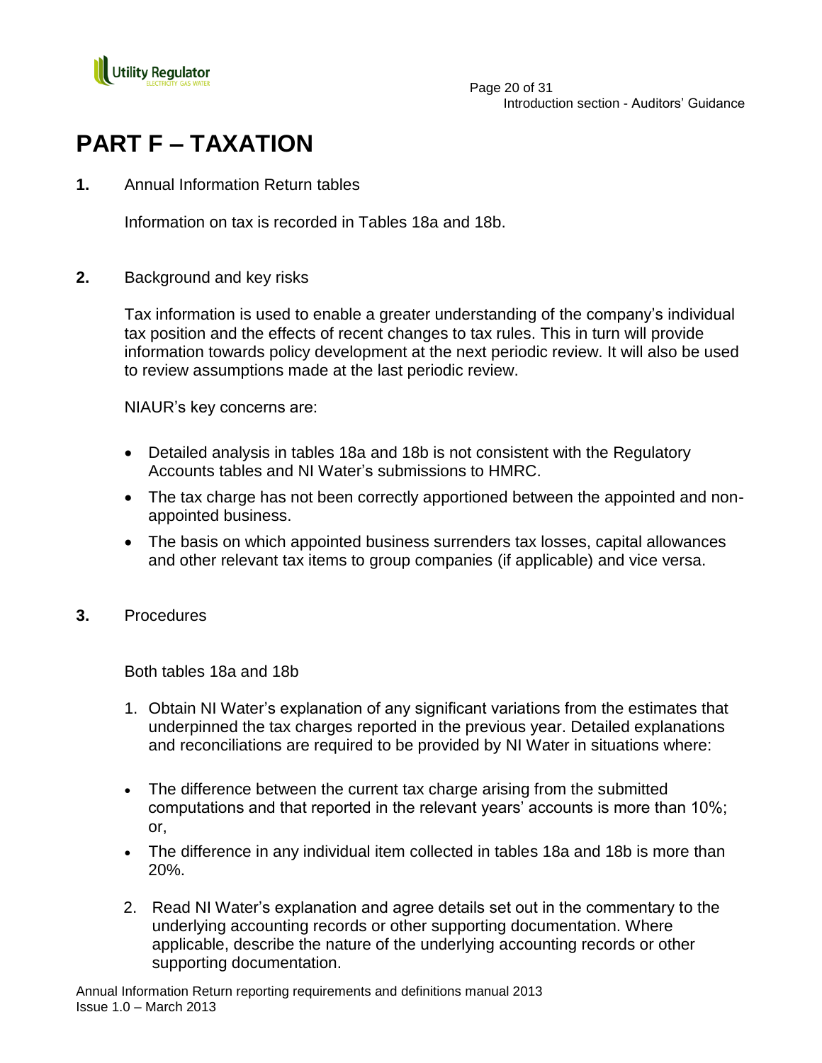# PART F – TAXATION

**1.** Annual Information Return tables

Information on tax is recorded in Tables 18a and 18b.

**2.** Background and key risks

Tax information is used to enable a greater understanding of the company's individual tax position and the effects of recent changes to tax rules. This in turn will provide information towards policy development at the next periodic review. It will also be used to review assumptions made at the last periodic review.

NIAUR's key concerns are:

- Detailed analysis in tables 18a and 18b is not consistent with the Regulatory Accounts tables and NI Water's submissions to HMRC.
- The tax charge has not been correctly apportioned between the appointed and non-appointed business.
- The basis on which appointed business surrenders tax losses, capital allowances and other relevant tax items to group companies (if applicable) and vice versa.

**3.** Procedures

Both tables 18a and 18b

1. Obtain NI Water's explanation of any significant variations from the estimates that underpinned the tax charges reported in the previous year. Detailed explanations and reconciliations are required to be provided by NI Water in situations where:

   - The difference between the current tax charge arising from the submitted computations and that reported in the relevant years' accounts is more than 10%; or,
   - The difference in any individual item collected in tables 18a and 18b is more than 20%.

2. Read NI Water's explanation and agree details set out in the commentary to the underlying accounting records or other supporting documentation. Where applicable, describe the nature of the underlying accounting records or other supporting documentation.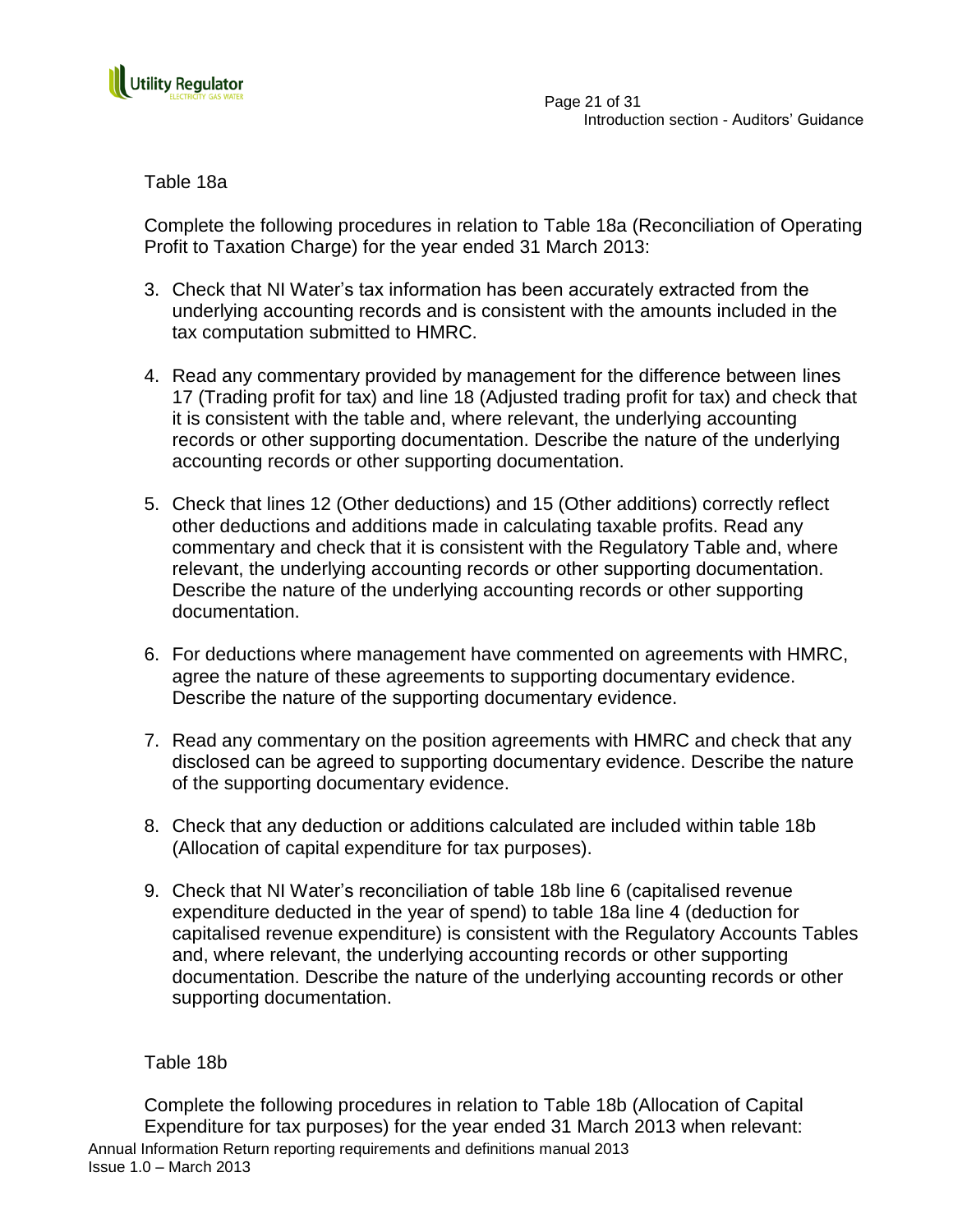Table 18a

Complete the following procedures in relation to Table 18a (Reconciliation of Operating Profit to Taxation Charge) for the year ended 31 March 2013:

3. Check that NI Water's tax information has been accurately extracted from the underlying accounting records and is consistent with the amounts included in the tax computation submitted to HMRC.

4. Read any commentary provided by management for the difference between lines 17 (Trading profit for tax) and line 18 (Adjusted trading profit for tax) and check that it is consistent with the table and, where relevant, the underlying accounting records or other supporting documentation. Describe the nature of the underlying accounting records or other supporting documentation.

5. Check that lines 12 (Other deductions) and 15 (Other additions) correctly reflect other deductions and additions made in calculating taxable profits. Read any commentary and check that it is consistent with the Regulatory Table and, where relevant, the underlying accounting records or other supporting documentation. Describe the nature of the underlying accounting records or other supporting documentation.

6. For deductions where management have commented on agreements with HMRC, agree the nature of these agreements to supporting documentary evidence. Describe the nature of the supporting documentary evidence.

7. Read any commentary on the position agreements with HMRC and check that any disclosed can be agreed to supporting documentary evidence. Describe the nature of the supporting documentary evidence.

8. Check that any deduction or additions calculated are included within table 18b (Allocation of capital expenditure for tax purposes).

9. Check that NI Water's reconciliation of table 18b line 6 (capitalised revenue expenditure deducted in the year of spend) to table 18a line 4 (deduction for capitalised revenue expenditure) is consistent with the Regulatory Accounts Tables and, where relevant, the underlying accounting records or other supporting documentation. Describe the nature of the underlying accounting records or other supporting documentation.

Table 18b

Complete the following procedures in relation to Table 18b (Allocation of Capital Expenditure for tax purposes) for the year ended 31 March 2013 when relevant: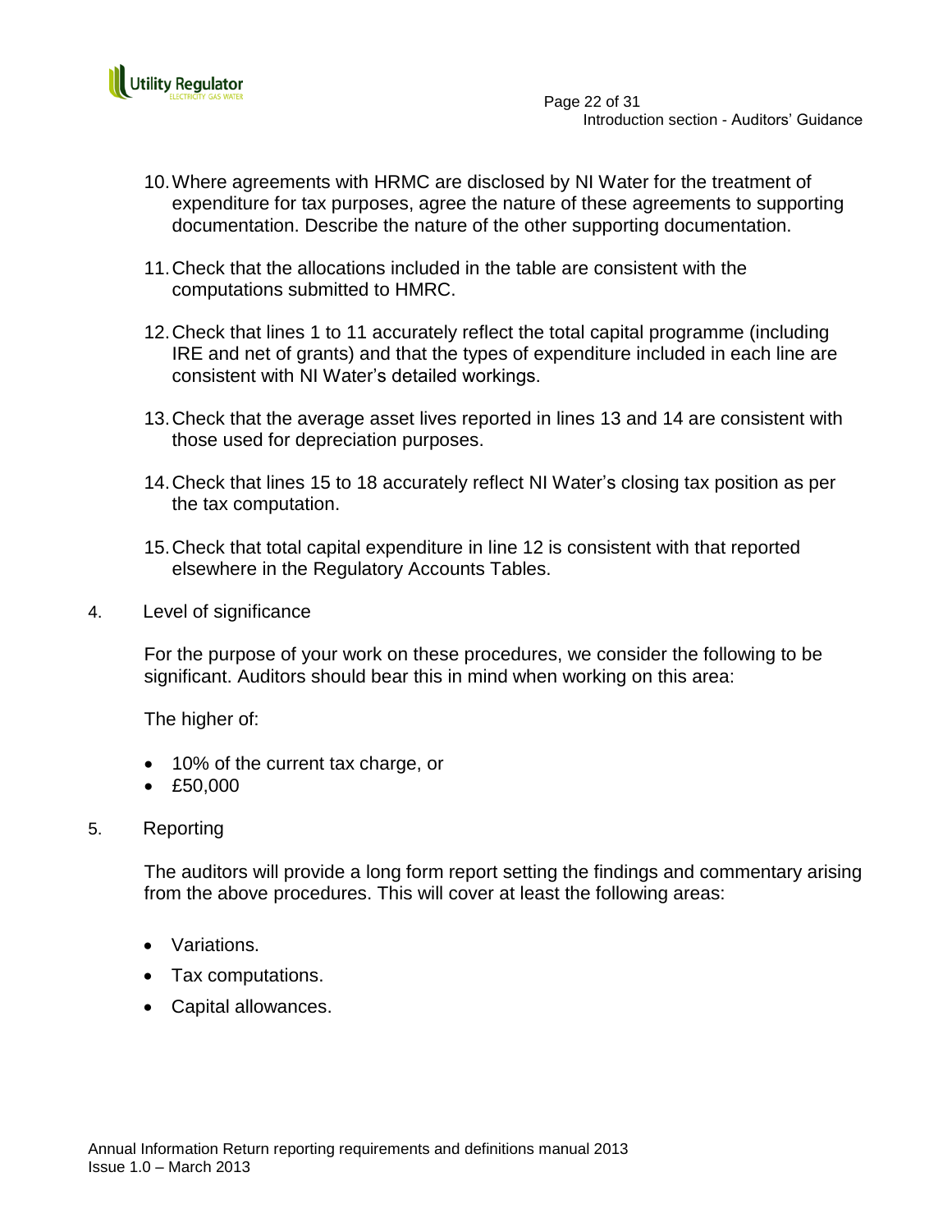10. Where agreements with HRMC are disclosed by NI Water for the treatment of expenditure for tax purposes, agree the nature of these agreements to supporting documentation. Describe the nature of the other supporting documentation.

11. Check that the allocations included in the table are consistent with the computations submitted to HMRC.

12. Check that lines 1 to 11 accurately reflect the total capital programme (including IRE and net of grants) and that the types of expenditure included in each line are consistent with NI Water's detailed workings.

13. Check that the average asset lives reported in lines 13 and 14 are consistent with those used for depreciation purposes.

14. Check that lines 15 to 18 accurately reflect NI Water's closing tax position as per the tax computation.

15. Check that total capital expenditure in line 12 is consistent with that reported elsewhere in the Regulatory Accounts Tables.

4. Level of significance

For the purpose of your work on these procedures, we consider the following to be significant. Auditors should bear this in mind when working on this area:

The higher of:

- 10% of the current tax charge, or
- £50,000

5. Reporting

The auditors will provide a long form report setting the findings and commentary arising from the above procedures. This will cover at least the following areas:

- Variations.
- Tax computations.
- Capital allowances.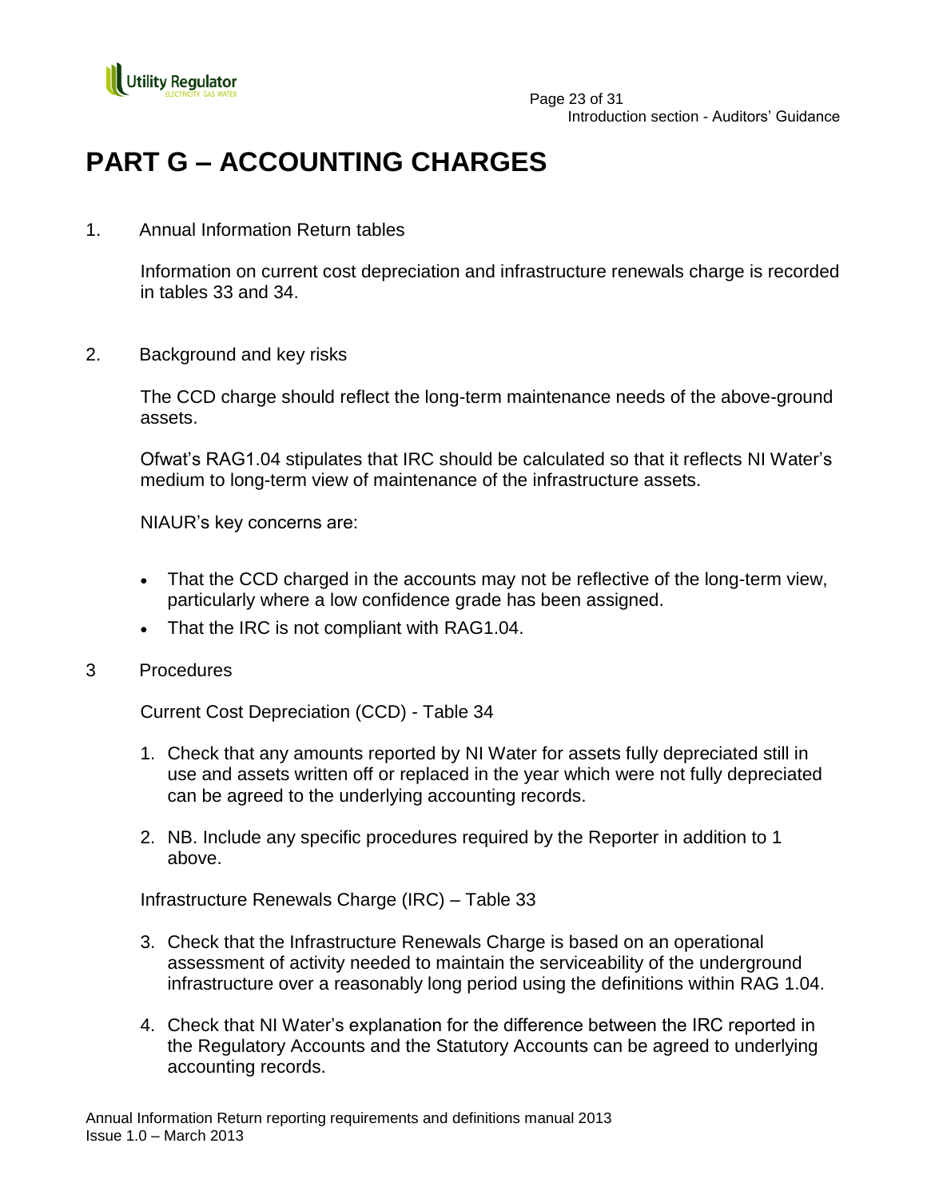# PART G – ACCOUNTING CHARGES

1. Annual Information Return tables

   Information on current cost depreciation and infrastructure renewals charge is recorded in tables 33 and 34.

2. Background and key risks

   The CCD charge should reflect the long-term maintenance needs of the above-ground assets.

   Ofwat's RAG1.04 stipulates that IRC should be calculated so that it reflects NI Water's medium to long-term view of maintenance of the infrastructure assets.

   NIAUR's key concerns are:

   - That the CCD charged in the accounts may not be reflective of the long-term view, particularly where a low confidence grade has been assigned.
   - That the IRC is not compliant with RAG1.04.

3 Procedures

   Current Cost Depreciation (CCD) - Table 34

   1. Check that any amounts reported by NI Water for assets fully depreciated still in use and assets written off or replaced in the year which were not fully depreciated can be agreed to the underlying accounting records.
   2. NB. Include any specific procedures required by the Reporter in addition to 1 above.

   Infrastructure Renewals Charge (IRC) – Table 33

   3. Check that the Infrastructure Renewals Charge is based on an operational assessment of activity needed to maintain the serviceability of the underground infrastructure over a reasonably long period using the definitions within RAG 1.04.
   4. Check that NI Water's explanation for the difference between the IRC reported in the Regulatory Accounts and the Statutory Accounts can be agreed to underlying accounting records.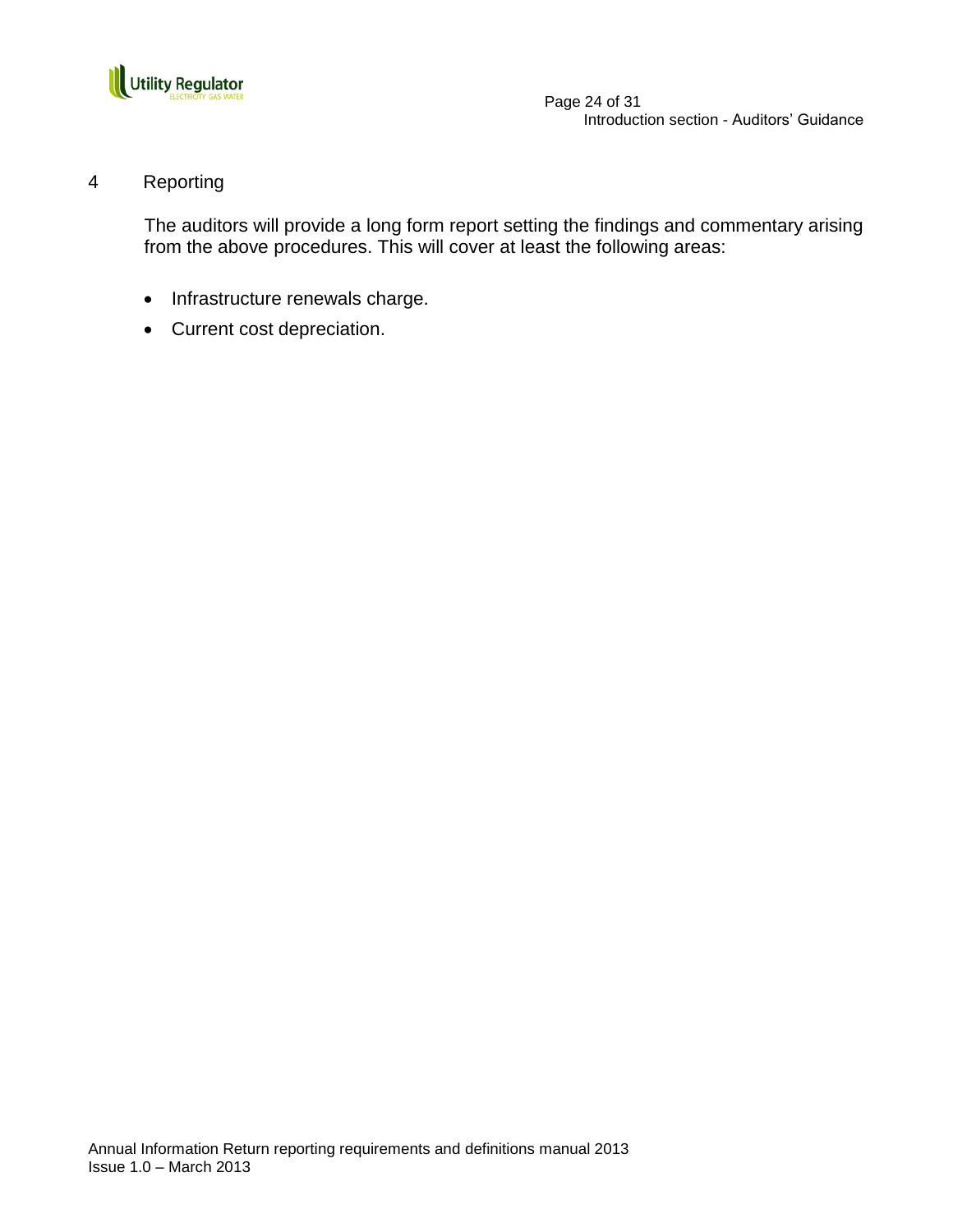# 4 Reporting

The auditors will provide a long form report setting the findings and commentary arising from the above procedures. This will cover at least the following areas:

- Infrastructure renewals charge.
- Current cost depreciation.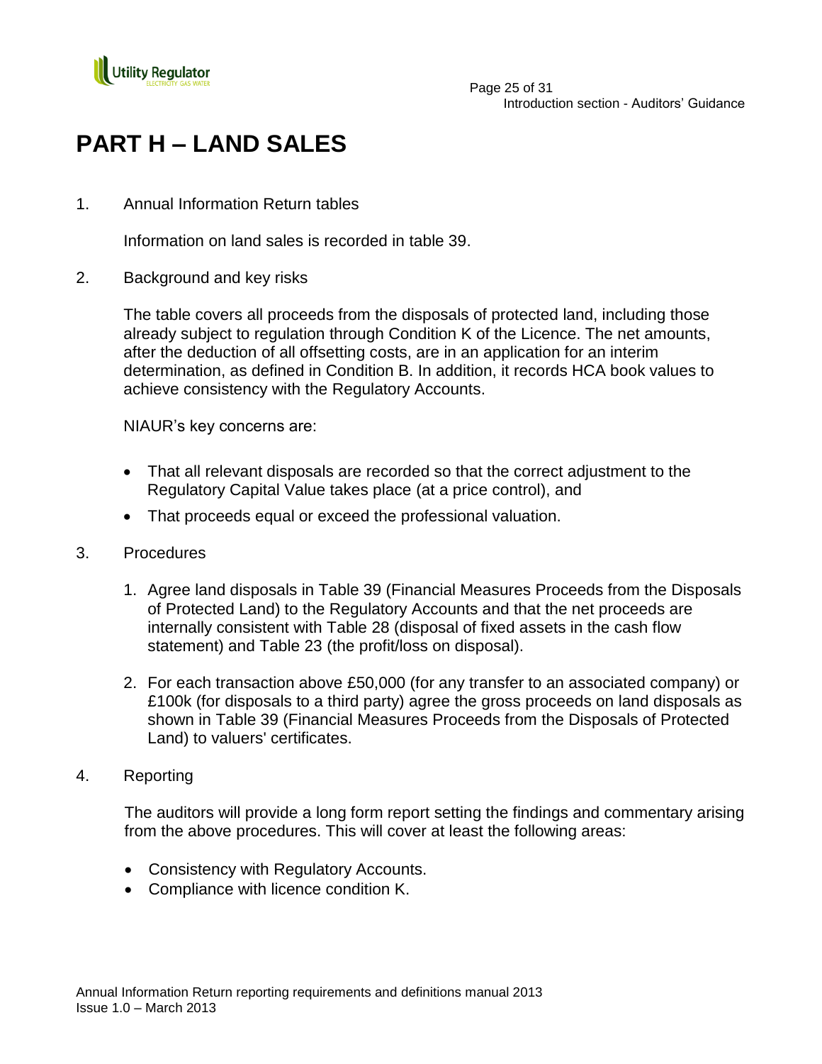# PART H – LAND SALES

1. Annual Information Return tables

   Information on land sales is recorded in table 39.

2. Background and key risks

   The table covers all proceeds from the disposals of protected land, including those already subject to regulation through Condition K of the Licence. The net amounts, after the deduction of all offsetting costs, are in an application for an interim determination, as defined in Condition B. In addition, it records HCA book values to achieve consistency with the Regulatory Accounts.

   NIAUR's key concerns are:

   - That all relevant disposals are recorded so that the correct adjustment to the Regulatory Capital Value takes place (at a price control), and
   - That proceeds equal or exceed the professional valuation.

3. Procedures

   1. Agree land disposals in Table 39 (Financial Measures Proceeds from the Disposals of Protected Land) to the Regulatory Accounts and that the net proceeds are internally consistent with Table 28 (disposal of fixed assets in the cash flow statement) and Table 23 (the profit/loss on disposal).
   2. For each transaction above £50,000 (for any transfer to an associated company) or £100k (for disposals to a third party) agree the gross proceeds on land disposals as shown in Table 39 (Financial Measures Proceeds from the Disposals of Protected Land) to valuers' certificates.

4. Reporting

   The auditors will provide a long form report setting the findings and commentary arising from the above procedures. This will cover at least the following areas:

   - Consistency with Regulatory Accounts.
   - Compliance with licence condition K.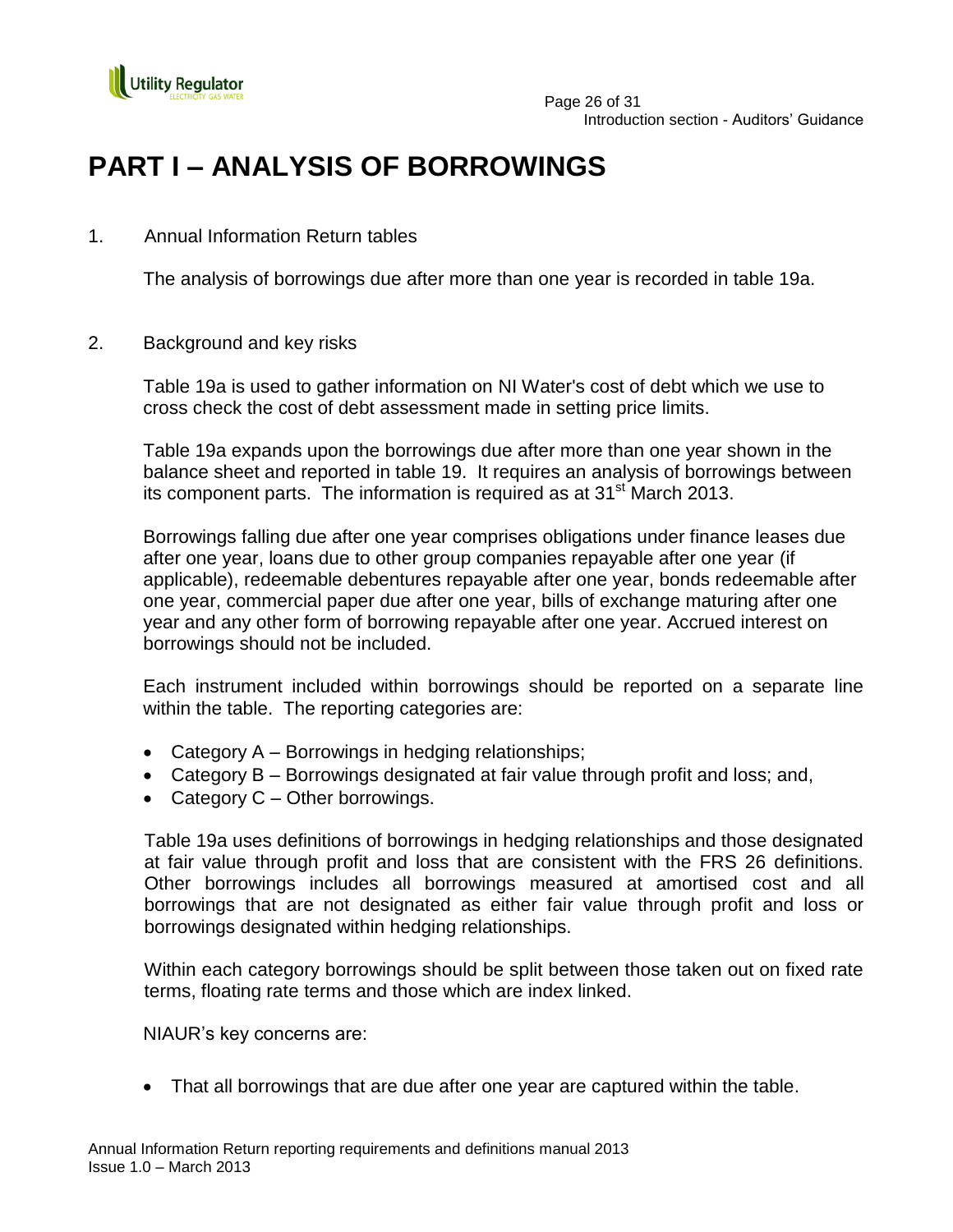# PART I – ANALYSIS OF BORROWINGS

1. Annual Information Return tables

   The analysis of borrowings due after more than one year is recorded in table 19a.

2. Background and key risks

   Table 19a is used to gather information on NI Water's cost of debt which we use to cross check the cost of debt assessment made in setting price limits.

   Table 19a expands upon the borrowings due after more than one year shown in the balance sheet and reported in table 19. It requires an analysis of borrowings between its component parts. The information is required as at 31st March 2013.

   Borrowings falling due after one year comprises obligations under finance leases due after one year, loans due to other group companies repayable after one year (if applicable), redeemable debentures repayable after one year, bonds redeemable after one year, commercial paper due after one year, bills of exchange maturing after one year and any other form of borrowing repayable after one year. Accrued interest on borrowings should not be included.

   Each instrument included within borrowings should be reported on a separate line within the table. The reporting categories are:

   - Category A – Borrowings in hedging relationships;
   - Category B – Borrowings designated at fair value through profit and loss; and,
   - Category C – Other borrowings.

   Table 19a uses definitions of borrowings in hedging relationships and those designated at fair value through profit and loss that are consistent with the FRS 26 definitions. Other borrowings includes all borrowings measured at amortised cost and all borrowings that are not designated as either fair value through profit and loss or borrowings designated within hedging relationships.

   Within each category borrowings should be split between those taken out on fixed rate terms, floating rate terms and those which are index linked.

   NIAUR's key concerns are:

   - That all borrowings that are due after one year are captured within the table.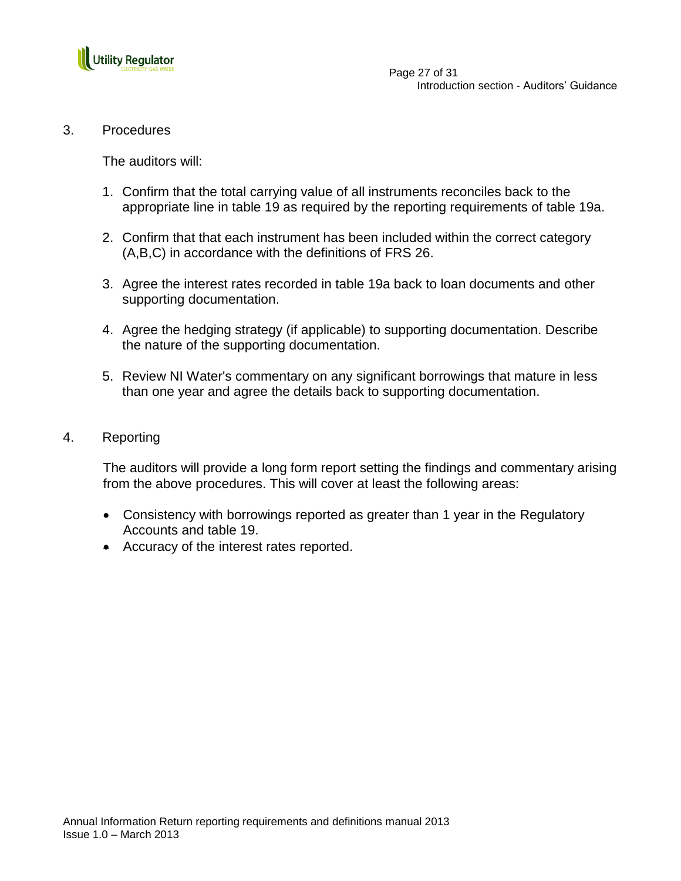## 3. Procedures

The auditors will:

1. Confirm that the total carrying value of all instruments reconciles back to the appropriate line in table 19 as required by the reporting requirements of table 19a.

2. Confirm that that each instrument has been included within the correct category (A,B,C) in accordance with the definitions of FRS 26.

3. Agree the interest rates recorded in table 19a back to loan documents and other supporting documentation.

4. Agree the hedging strategy (if applicable) to supporting documentation. Describe the nature of the supporting documentation.

5. Review NI Water's commentary on any significant borrowings that mature in less than one year and agree the details back to supporting documentation.

## 4. Reporting

The auditors will provide a long form report setting the findings and commentary arising from the above procedures. This will cover at least the following areas:

- Consistency with borrowings reported as greater than 1 year in the Regulatory Accounts and table 19.
- Accuracy of the interest rates reported.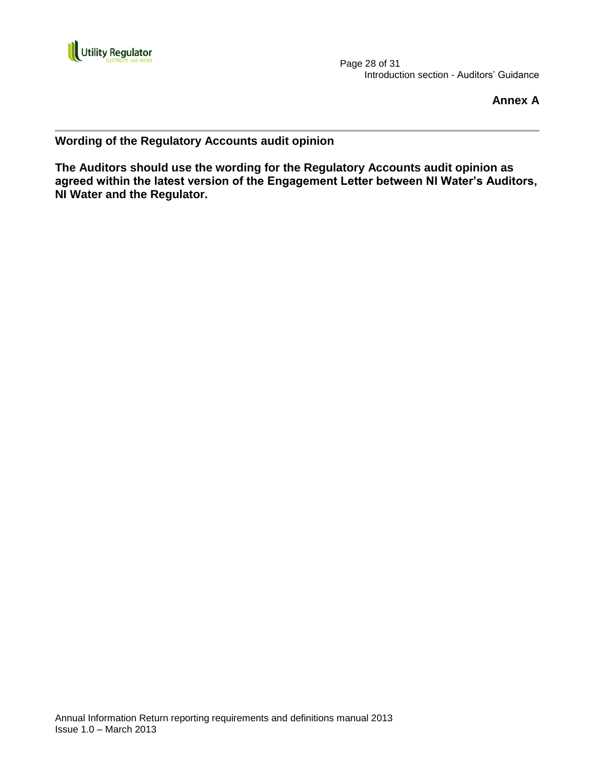**Annex A**

## Wording of the Regulatory Accounts audit opinion

**The Auditors should use the wording for the Regulatory Accounts audit opinion as agreed within the latest version of the Engagement Letter between NI Water's Auditors, NI Water and the Regulator.**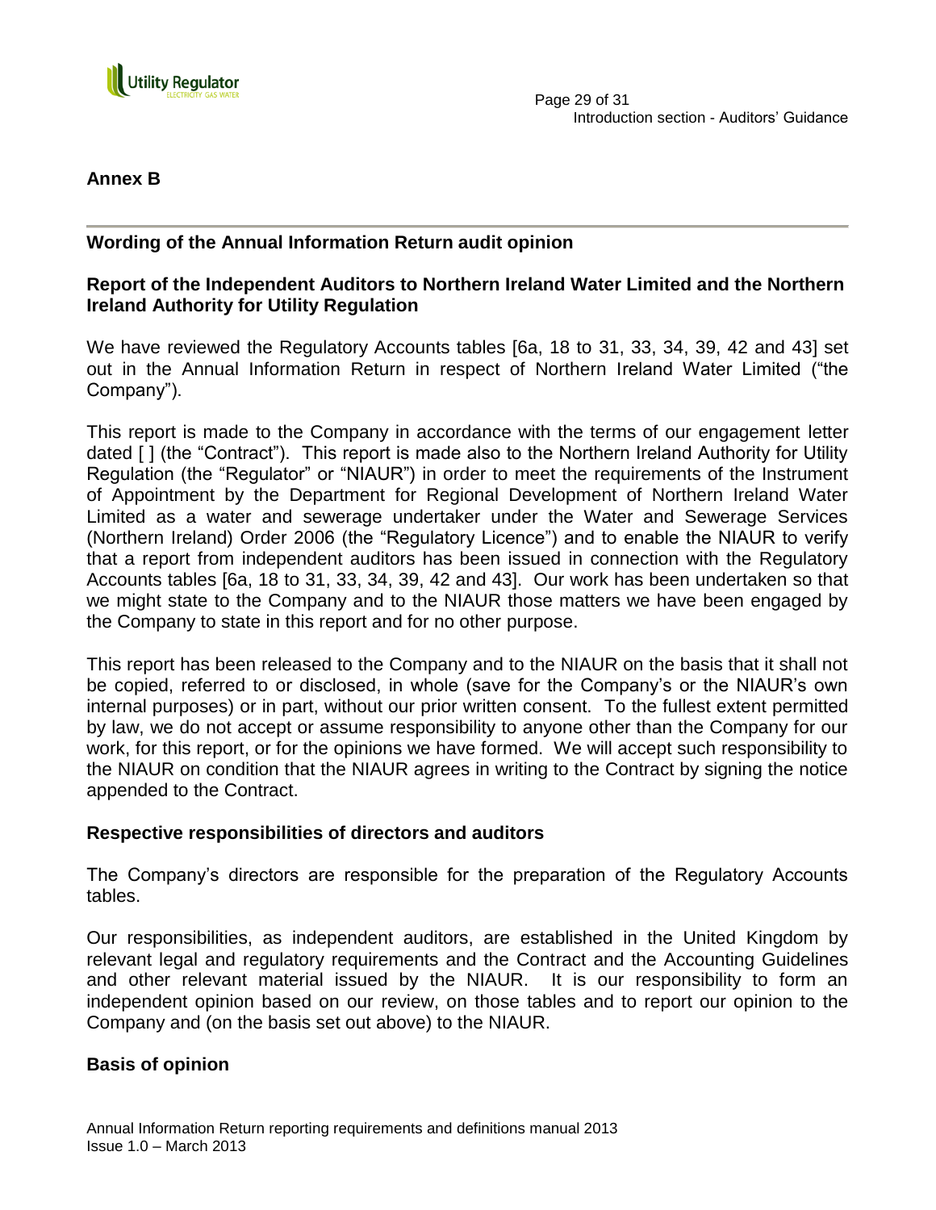## Annex B

### Wording of the Annual Information Return audit opinion

### Report of the Independent Auditors to Northern Ireland Water Limited and the Northern Ireland Authority for Utility Regulation

We have reviewed the Regulatory Accounts tables [6a, 18 to 31, 33, 34, 39, 42 and 43] set out in the Annual Information Return in respect of Northern Ireland Water Limited ("the Company").

This report is made to the Company in accordance with the terms of our engagement letter dated [ ] (the "Contract"). This report is made also to the Northern Ireland Authority for Utility Regulation (the "Regulator" or "NIAUR") in order to meet the requirements of the Instrument of Appointment by the Department for Regional Development of Northern Ireland Water Limited as a water and sewerage undertaker under the Water and Sewerage Services (Northern Ireland) Order 2006 (the "Regulatory Licence") and to enable the NIAUR to verify that a report from independent auditors has been issued in connection with the Regulatory Accounts tables [6a, 18 to 31, 33, 34, 39, 42 and 43]. Our work has been undertaken so that we might state to the Company and to the NIAUR those matters we have been engaged by the Company to state in this report and for no other purpose.

This report has been released to the Company and to the NIAUR on the basis that it shall not be copied, referred to or disclosed, in whole (save for the Company's or the NIAUR's own internal purposes) or in part, without our prior written consent. To the fullest extent permitted by law, we do not accept or assume responsibility to anyone other than the Company for our work, for this report, or for the opinions we have formed. We will accept such responsibility to the NIAUR on condition that the NIAUR agrees in writing to the Contract by signing the notice appended to the Contract.

### Respective responsibilities of directors and auditors

The Company's directors are responsible for the preparation of the Regulatory Accounts tables.

Our responsibilities, as independent auditors, are established in the United Kingdom by relevant legal and regulatory requirements and the Contract and the Accounting Guidelines and other relevant material issued by the NIAUR. It is our responsibility to form an independent opinion based on our review, on those tables and to report our opinion to the Company and (on the basis set out above) to the NIAUR.

### Basis of opinion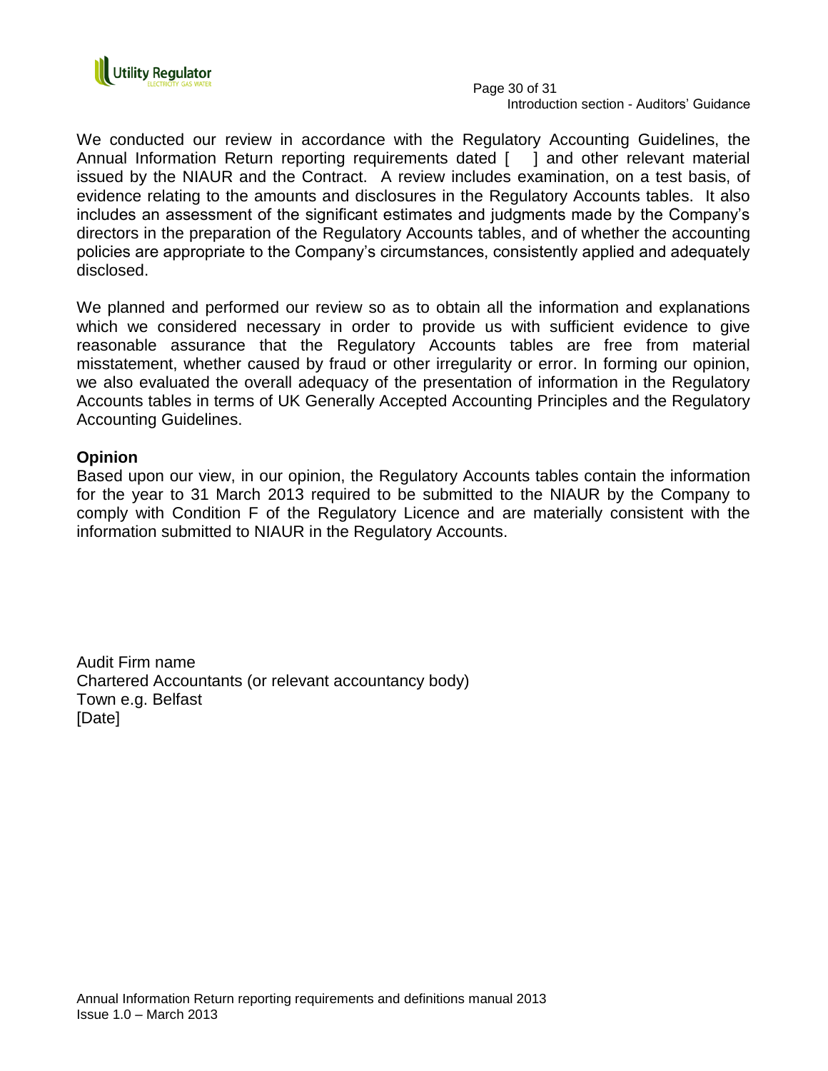We conducted our review in accordance with the Regulatory Accounting Guidelines, the Annual Information Return reporting requirements dated [    ] and other relevant material issued by the NIAUR and the Contract. A review includes examination, on a test basis, of evidence relating to the amounts and disclosures in the Regulatory Accounts tables. It also includes an assessment of the significant estimates and judgments made by the Company's directors in the preparation of the Regulatory Accounts tables, and of whether the accounting policies are appropriate to the Company's circumstances, consistently applied and adequately disclosed.

We planned and performed our review so as to obtain all the information and explanations which we considered necessary in order to provide us with sufficient evidence to give reasonable assurance that the Regulatory Accounts tables are free from material misstatement, whether caused by fraud or other irregularity or error. In forming our opinion, we also evaluated the overall adequacy of the presentation of information in the Regulatory Accounts tables in terms of UK Generally Accepted Accounting Principles and the Regulatory Accounting Guidelines.

**Opinion**

Based upon our view, in our opinion, the Regulatory Accounts tables contain the information for the year to 31 March 2013 required to be submitted to the NIAUR by the Company to comply with Condition F of the Regulatory Licence and are materially consistent with the information submitted to NIAUR in the Regulatory Accounts.

Audit Firm name
Chartered Accountants (or relevant accountancy body)
Town e.g. Belfast
[Date]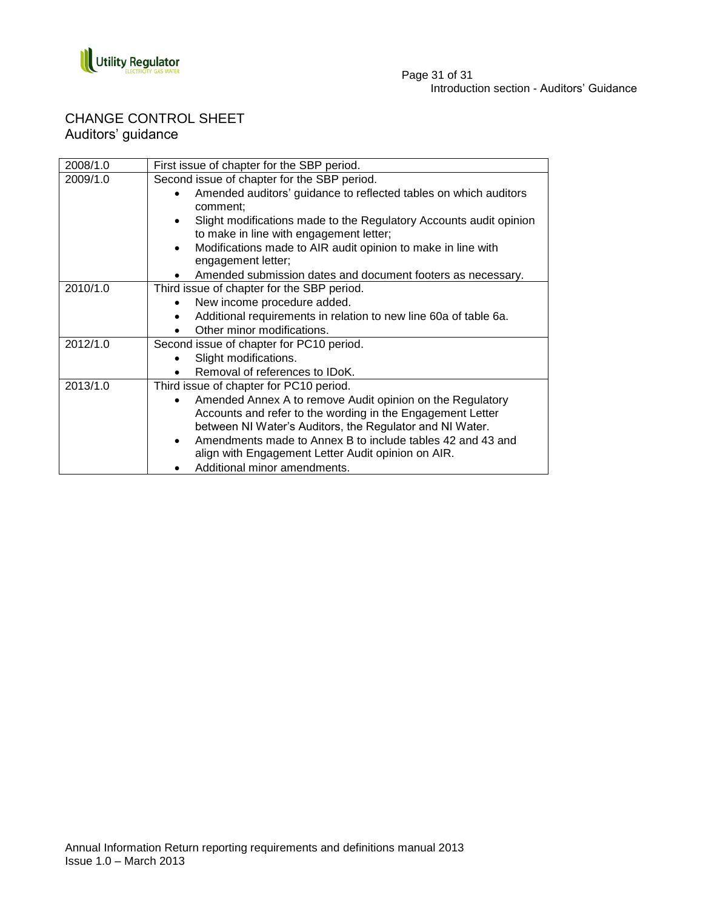## CHANGE CONTROL SHEET

Auditors' guidance

| | |
|---|---|
| 2008/1.0 | First issue of chapter for the SBP period. |
| 2009/1.0 | Second issue of chapter for the SBP period.<br>• Amended auditors' guidance to reflected tables on which auditors comment;<br>• Slight modifications made to the Regulatory Accounts audit opinion to make in line with engagement letter;<br>• Modifications made to AIR audit opinion to make in line with engagement letter;<br>• Amended submission dates and document footers as necessary. |
| 2010/1.0 | Third issue of chapter for the SBP period.<br>• New income procedure added.<br>• Additional requirements in relation to new line 60a of table 6a.<br>• Other minor modifications. |
| 2012/1.0 | Second issue of chapter for PC10 period.<br>• Slight modifications.<br>• Removal of references to IDoK. |
| 2013/1.0 | Third issue of chapter for PC10 period.<br>• Amended Annex A to remove Audit opinion on the Regulatory Accounts and refer to the wording in the Engagement Letter between NI Water's Auditors, the Regulator and NI Water.<br>• Amendments made to Annex B to include tables 42 and 43 and align with Engagement Letter Audit opinion on AIR.<br>• Additional minor amendments. |